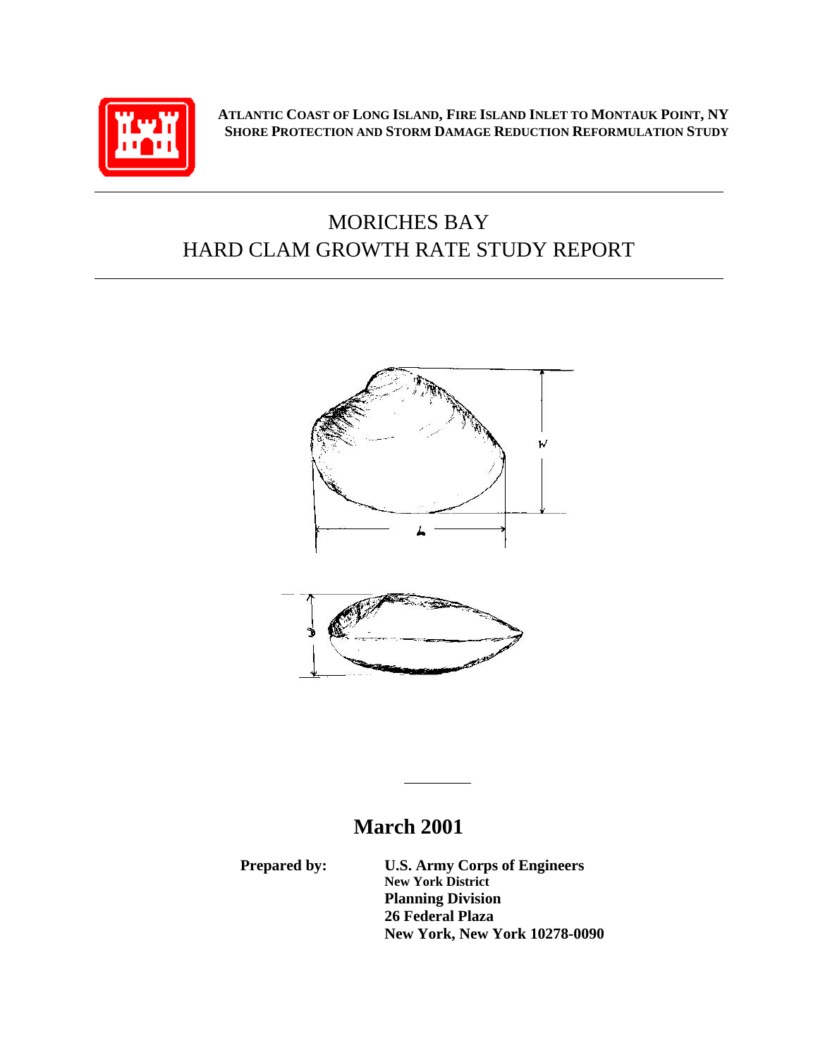**ATLANTIC COAST OF LONG ISLAND, FIRE ISLAND INLET TO MONTAUK POINT, NY**
**SHORE PROTECTION AND STORM DAMAGE REDUCTION REFORMULATION STUDY**

---

# MORICHES BAY
# HARD CLAM GROWTH RATE STUDY REPORT

---

## March 2001

**Prepared by:** **U.S. Army Corps of Engineers**
**New York District**
**Planning Division**
**26 Federal Plaza**
**New York, New York 10278-0090**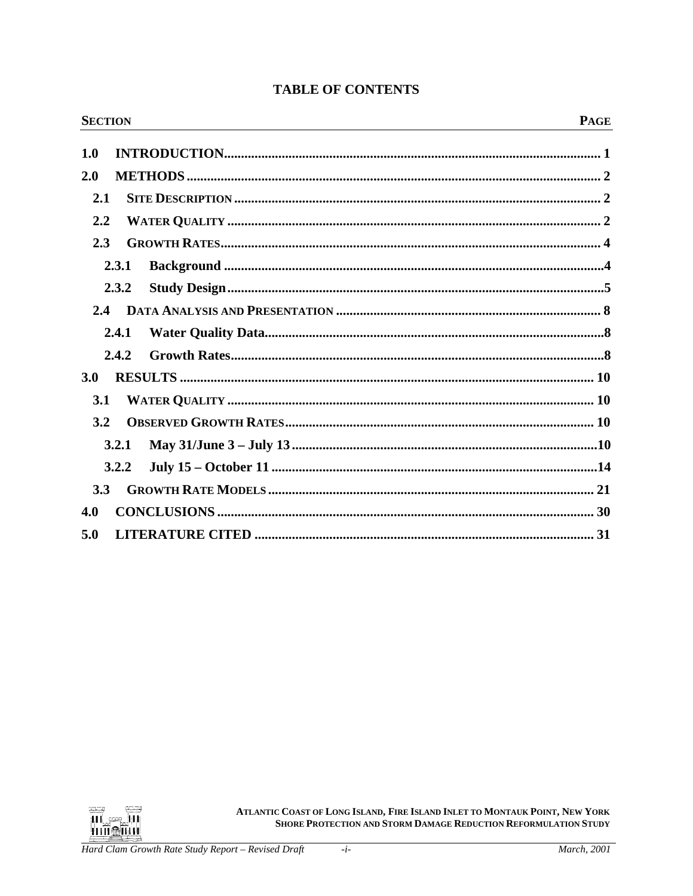## TABLE OF CONTENTS

| SECTION | PAGE |
|---|---|
| **1.0 INTRODUCTION** | 1 |
| **2.0 METHODS** | 2 |
| 2.1 SITE DESCRIPTION | 2 |
| 2.2 WATER QUALITY | 2 |
| 2.3 GROWTH RATES | 4 |
| 2.3.1 Background | 4 |
| 2.3.2 Study Design | 5 |
| 2.4 DATA ANALYSIS AND PRESENTATION | 8 |
| 2.4.1 Water Quality Data | 8 |
| 2.4.2 Growth Rates | 8 |
| **3.0 RESULTS** | 10 |
| 3.1 WATER QUALITY | 10 |
| 3.2 OBSERVED GROWTH RATES | 10 |
| 3.2.1 May 31/June 3 – July 13 | 10 |
| 3.2.2 July 15 – October 11 | 14 |
| 3.3 GROWTH RATE MODELS | 21 |
| **4.0 CONCLUSIONS** | 30 |
| **5.0 LITERATURE CITED** | 31 |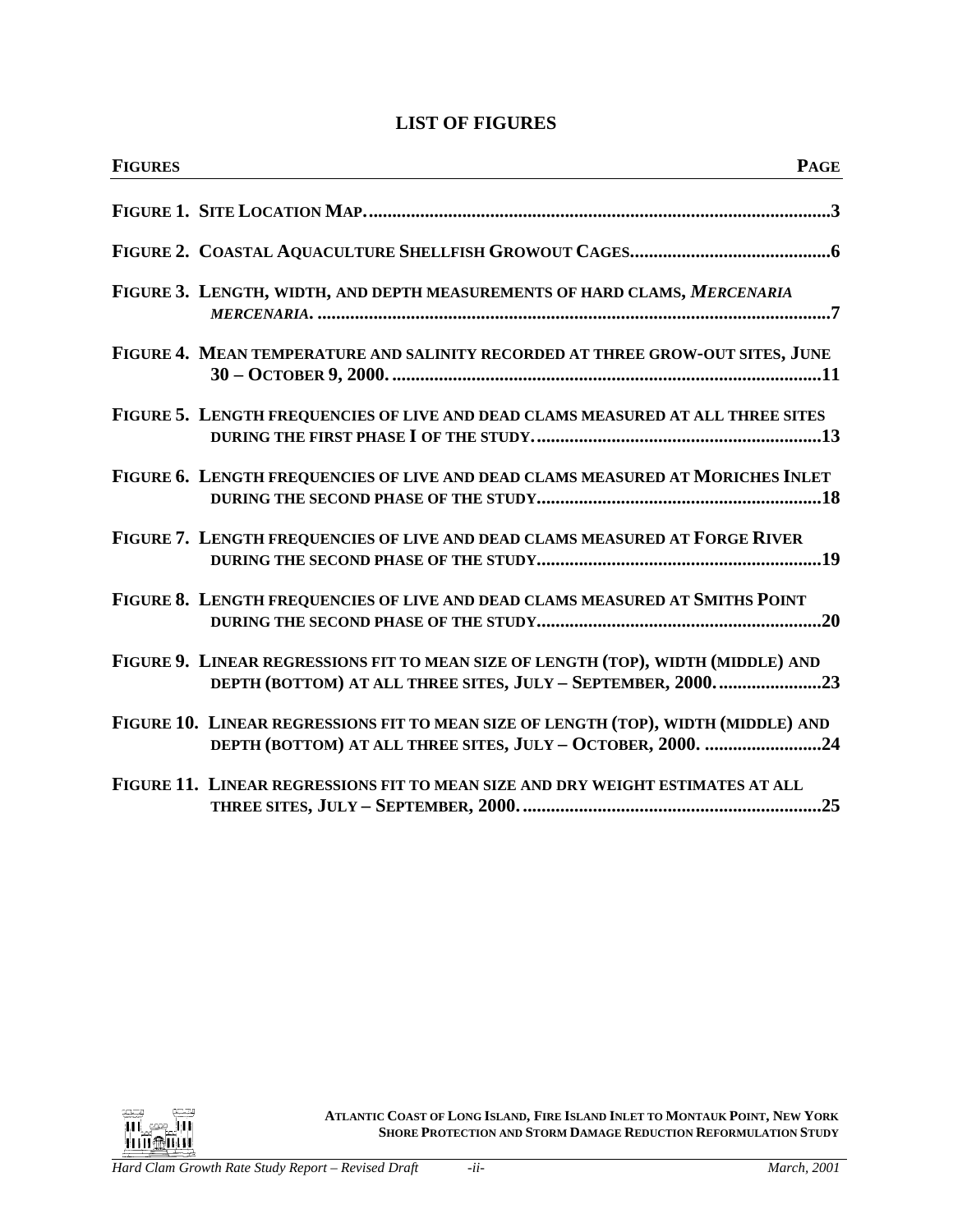# LIST OF FIGURES

| FIGURES | PAGE |
| --- | --- |
| FIGURE 1. SITE LOCATION MAP. | 3 |
| FIGURE 2. COASTAL AQUACULTURE SHELLFISH GROWOUT CAGES. | 6 |
| FIGURE 3. LENGTH, WIDTH, AND DEPTH MEASUREMENTS OF HARD CLAMS, *MERCENARIA MERCENARIA*. | 7 |
| FIGURE 4. MEAN TEMPERATURE AND SALINITY RECORDED AT THREE GROW-OUT SITES, JUNE 30 – OCTOBER 9, 2000. | 11 |
| FIGURE 5. LENGTH FREQUENCIES OF LIVE AND DEAD CLAMS MEASURED AT ALL THREE SITES DURING THE FIRST PHASE I OF THE STUDY. | 13 |
| FIGURE 6. LENGTH FREQUENCIES OF LIVE AND DEAD CLAMS MEASURED AT MORICHES INLET DURING THE SECOND PHASE OF THE STUDY. | 18 |
| FIGURE 7. LENGTH FREQUENCIES OF LIVE AND DEAD CLAMS MEASURED AT FORGE RIVER DURING THE SECOND PHASE OF THE STUDY. | 19 |
| FIGURE 8. LENGTH FREQUENCIES OF LIVE AND DEAD CLAMS MEASURED AT SMITHS POINT DURING THE SECOND PHASE OF THE STUDY. | 20 |
| FIGURE 9. LINEAR REGRESSIONS FIT TO MEAN SIZE OF LENGTH (TOP), WIDTH (MIDDLE) AND DEPTH (BOTTOM) AT ALL THREE SITES, JULY – SEPTEMBER, 2000. | 23 |
| FIGURE 10. LINEAR REGRESSIONS FIT TO MEAN SIZE OF LENGTH (TOP), WIDTH (MIDDLE) AND DEPTH (BOTTOM) AT ALL THREE SITES, JULY – OCTOBER, 2000. | 24 |
| FIGURE 11. LINEAR REGRESSIONS FIT TO MEAN SIZE AND DRY WEIGHT ESTIMATES AT ALL THREE SITES, JULY – SEPTEMBER, 2000. | 25 |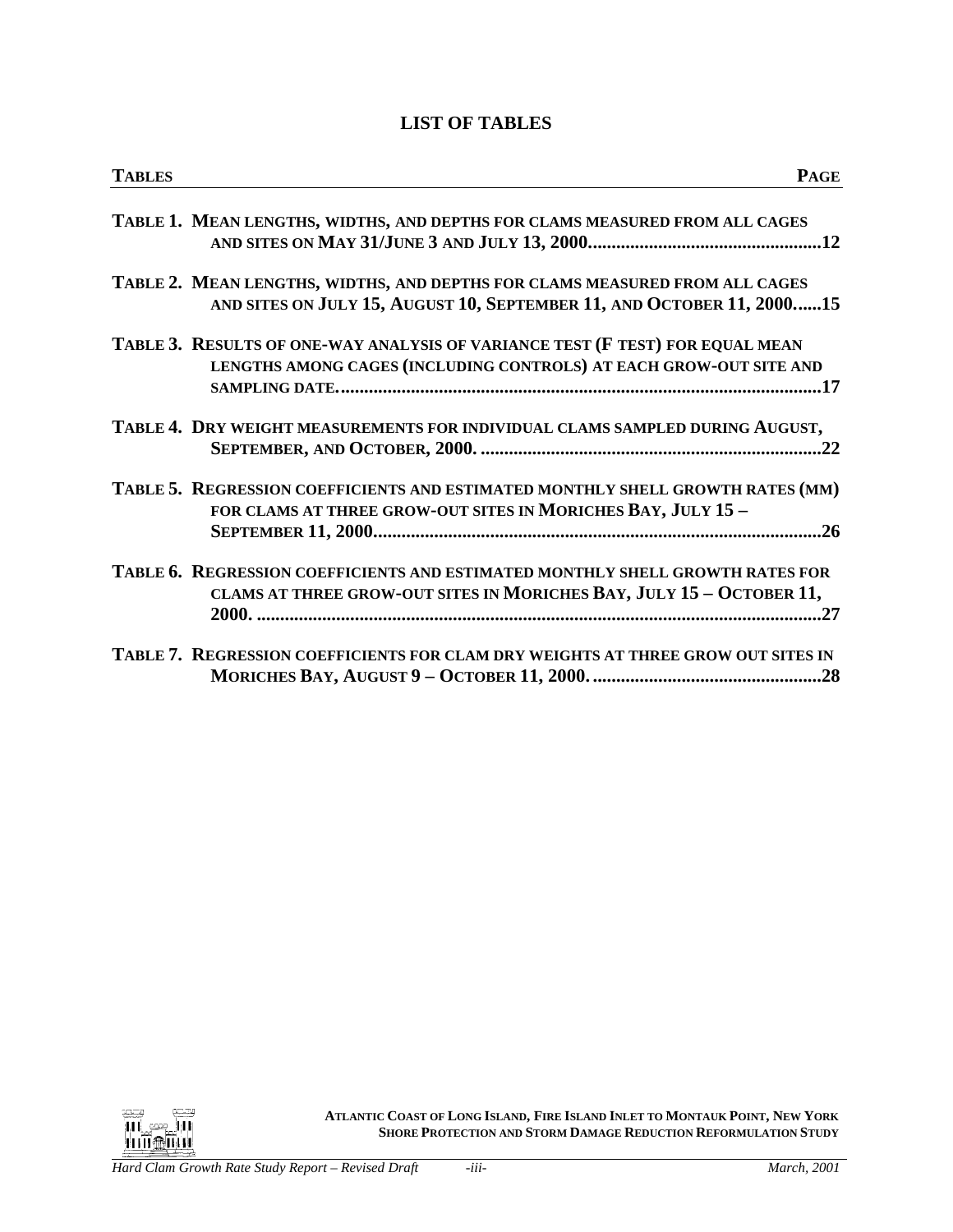# LIST OF TABLES

| TABLES | PAGE |
|---|---|
| **TABLE 1. MEAN LENGTHS, WIDTHS, AND DEPTHS FOR CLAMS MEASURED FROM ALL CAGES AND SITES ON MAY 31/JUNE 3 AND JULY 13, 2000** | **12** |
| **TABLE 2. MEAN LENGTHS, WIDTHS, AND DEPTHS FOR CLAMS MEASURED FROM ALL CAGES AND SITES ON JULY 15, AUGUST 10, SEPTEMBER 11, AND OCTOBER 11, 2000** | **15** |
| **TABLE 3. RESULTS OF ONE-WAY ANALYSIS OF VARIANCE TEST (F TEST) FOR EQUAL MEAN LENGTHS AMONG CAGES (INCLUDING CONTROLS) AT EACH GROW-OUT SITE AND SAMPLING DATE.** | **17** |
| **TABLE 4. DRY WEIGHT MEASUREMENTS FOR INDIVIDUAL CLAMS SAMPLED DURING AUGUST, SEPTEMBER, AND OCTOBER, 2000.** | **22** |
| **TABLE 5. REGRESSION COEFFICIENTS AND ESTIMATED MONTHLY SHELL GROWTH RATES (MM) FOR CLAMS AT THREE GROW-OUT SITES IN MORICHES BAY, JULY 15 – SEPTEMBER 11, 2000** | **26** |
| **TABLE 6. REGRESSION COEFFICIENTS AND ESTIMATED MONTHLY SHELL GROWTH RATES FOR CLAMS AT THREE GROW-OUT SITES IN MORICHES BAY, JULY 15 – OCTOBER 11, 2000.** | **27** |
| **TABLE 7. REGRESSION COEFFICIENTS FOR CLAM DRY WEIGHTS AT THREE GROW OUT SITES IN MORICHES BAY, AUGUST 9 – OCTOBER 11, 2000.** | **28** |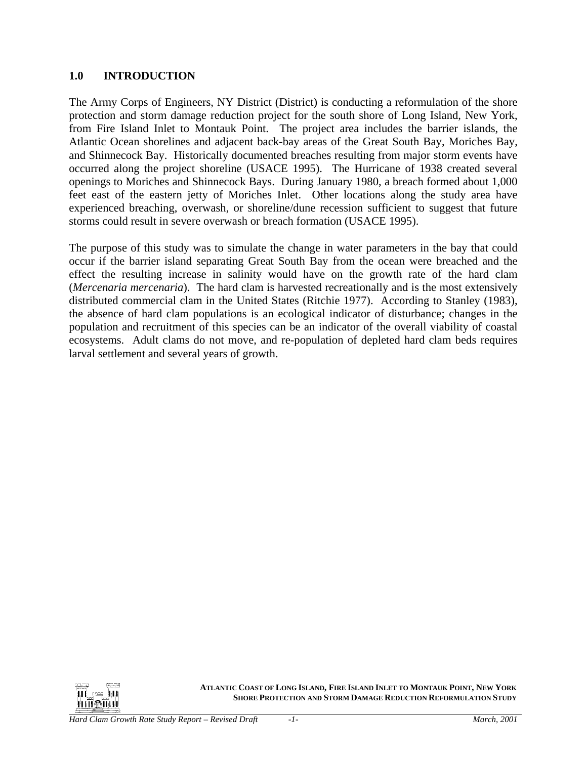## 1.0 INTRODUCTION

The Army Corps of Engineers, NY District (District) is conducting a reformulation of the shore protection and storm damage reduction project for the south shore of Long Island, New York, from Fire Island Inlet to Montauk Point. The project area includes the barrier islands, the Atlantic Ocean shorelines and adjacent back-bay areas of the Great South Bay, Moriches Bay, and Shinnecock Bay. Historically documented breaches resulting from major storm events have occurred along the project shoreline (USACE 1995). The Hurricane of 1938 created several openings to Moriches and Shinnecock Bays. During January 1980, a breach formed about 1,000 feet east of the eastern jetty of Moriches Inlet. Other locations along the study area have experienced breaching, overwash, or shoreline/dune recession sufficient to suggest that future storms could result in severe overwash or breach formation (USACE 1995).

The purpose of this study was to simulate the change in water parameters in the bay that could occur if the barrier island separating Great South Bay from the ocean were breached and the effect the resulting increase in salinity would have on the growth rate of the hard clam (*Mercenaria mercenaria*). The hard clam is harvested recreationally and is the most extensively distributed commercial clam in the United States (Ritchie 1977). According to Stanley (1983), the absence of hard clam populations is an ecological indicator of disturbance; changes in the population and recruitment of this species can be an indicator of the overall viability of coastal ecosystems. Adult clams do not move, and re-population of depleted hard clam beds requires larval settlement and several years of growth.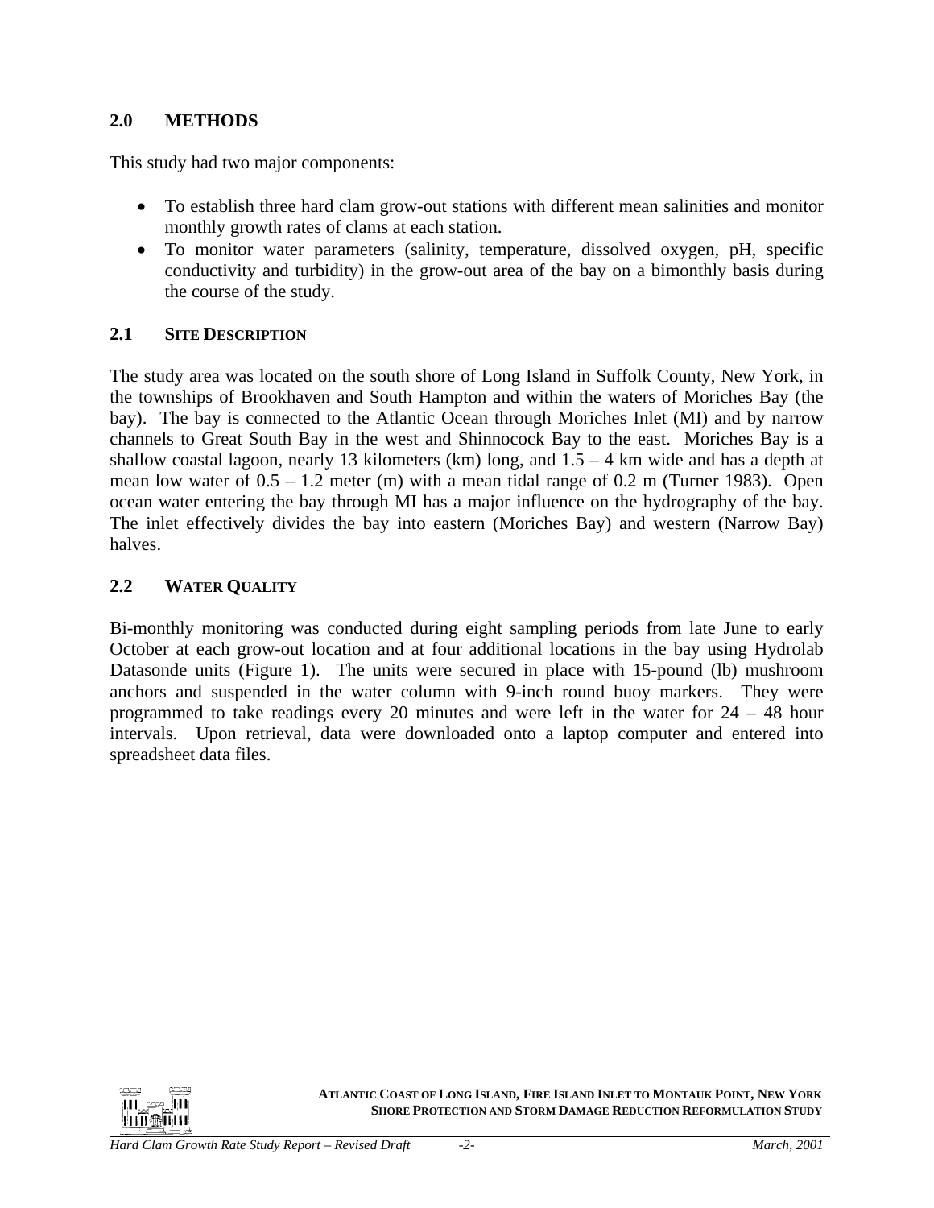## 2.0 METHODS

This study had two major components:

- To establish three hard clam grow-out stations with different mean salinities and monitor monthly growth rates of clams at each station.
- To monitor water parameters (salinity, temperature, dissolved oxygen, pH, specific conductivity and turbidity) in the grow-out area of the bay on a bimonthly basis during the course of the study.

### 2.1 SITE DESCRIPTION

The study area was located on the south shore of Long Island in Suffolk County, New York, in the townships of Brookhaven and South Hampton and within the waters of Moriches Bay (the bay). The bay is connected to the Atlantic Ocean through Moriches Inlet (MI) and by narrow channels to Great South Bay in the west and Shinnocock Bay to the east. Moriches Bay is a shallow coastal lagoon, nearly 13 kilometers (km) long, and 1.5 – 4 km wide and has a depth at mean low water of 0.5 – 1.2 meter (m) with a mean tidal range of 0.2 m (Turner 1983). Open ocean water entering the bay through MI has a major influence on the hydrography of the bay. The inlet effectively divides the bay into eastern (Moriches Bay) and western (Narrow Bay) halves.

### 2.2 WATER QUALITY

Bi-monthly monitoring was conducted during eight sampling periods from late June to early October at each grow-out location and at four additional locations in the bay using Hydrolab Datasonde units (Figure 1). The units were secured in place with 15-pound (lb) mushroom anchors and suspended in the water column with 9-inch round buoy markers. They were programmed to take readings every 20 minutes and were left in the water for 24 – 48 hour intervals. Upon retrieval, data were downloaded onto a laptop computer and entered into spreadsheet data files.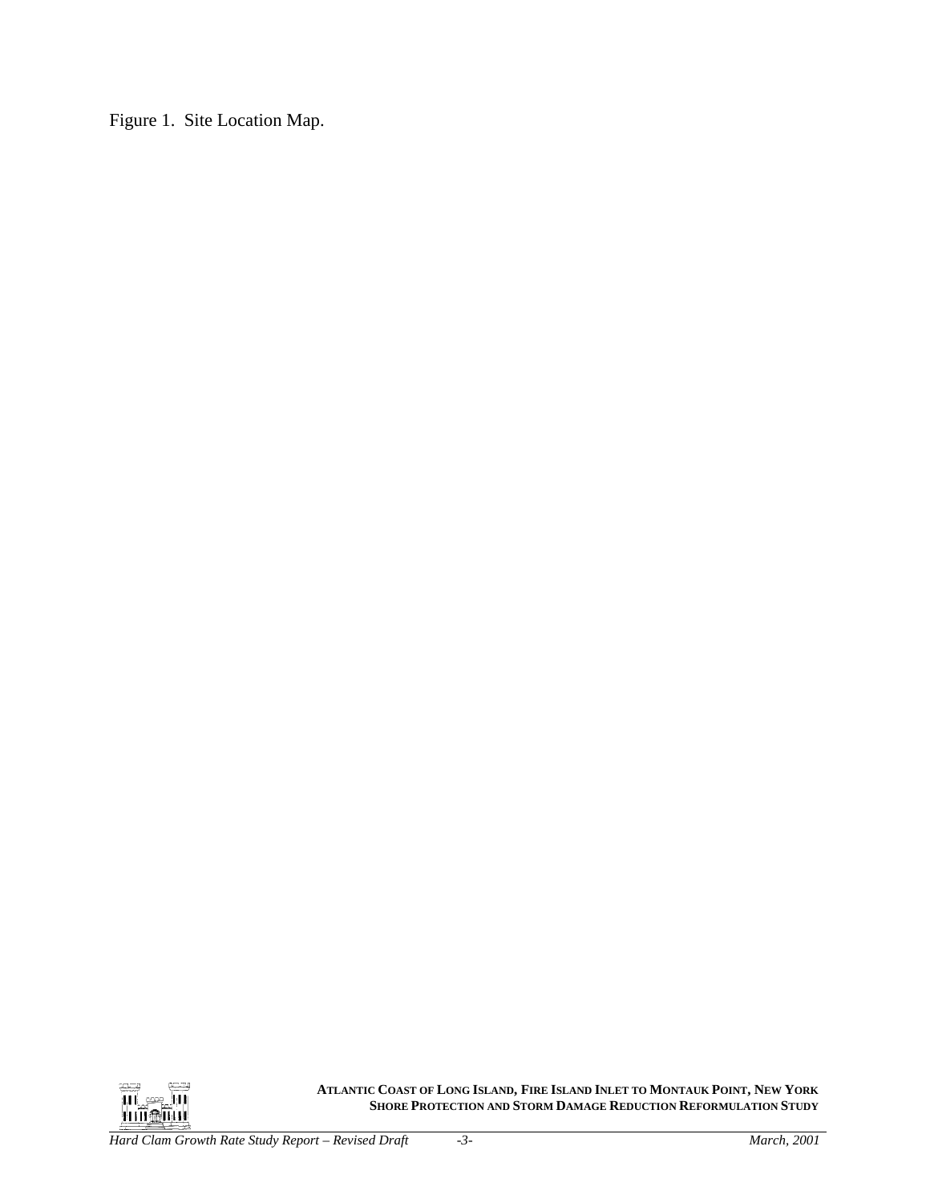Figure 1. Site Location Map.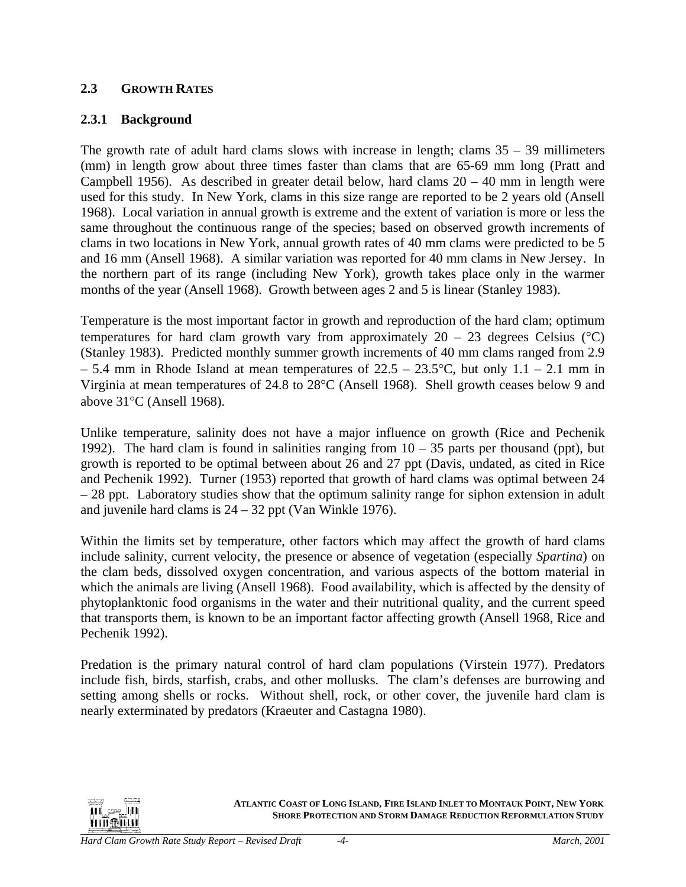## 2.3 GROWTH RATES

### 2.3.1 Background

The growth rate of adult hard clams slows with increase in length; clams 35 – 39 millimeters (mm) in length grow about three times faster than clams that are 65-69 mm long (Pratt and Campbell 1956). As described in greater detail below, hard clams 20 – 40 mm in length were used for this study. In New York, clams in this size range are reported to be 2 years old (Ansell 1968). Local variation in annual growth is extreme and the extent of variation is more or less the same throughout the continuous range of the species; based on observed growth increments of clams in two locations in New York, annual growth rates of 40 mm clams were predicted to be 5 and 16 mm (Ansell 1968). A similar variation was reported for 40 mm clams in New Jersey. In the northern part of its range (including New York), growth takes place only in the warmer months of the year (Ansell 1968). Growth between ages 2 and 5 is linear (Stanley 1983).

Temperature is the most important factor in growth and reproduction of the hard clam; optimum temperatures for hard clam growth vary from approximately 20 – 23 degrees Celsius (°C) (Stanley 1983). Predicted monthly summer growth increments of 40 mm clams ranged from 2.9 – 5.4 mm in Rhode Island at mean temperatures of 22.5 – 23.5°C, but only 1.1 – 2.1 mm in Virginia at mean temperatures of 24.8 to 28°C (Ansell 1968). Shell growth ceases below 9 and above 31°C (Ansell 1968).

Unlike temperature, salinity does not have a major influence on growth (Rice and Pechenik 1992). The hard clam is found in salinities ranging from 10 – 35 parts per thousand (ppt), but growth is reported to be optimal between about 26 and 27 ppt (Davis, undated, as cited in Rice and Pechenik 1992). Turner (1953) reported that growth of hard clams was optimal between 24 – 28 ppt. Laboratory studies show that the optimum salinity range for siphon extension in adult and juvenile hard clams is 24 – 32 ppt (Van Winkle 1976).

Within the limits set by temperature, other factors which may affect the growth of hard clams include salinity, current velocity, the presence or absence of vegetation (especially *Spartina*) on the clam beds, dissolved oxygen concentration, and various aspects of the bottom material in which the animals are living (Ansell 1968). Food availability, which is affected by the density of phytoplanktonic food organisms in the water and their nutritional quality, and the current speed that transports them, is known to be an important factor affecting growth (Ansell 1968, Rice and Pechenik 1992).

Predation is the primary natural control of hard clam populations (Virstein 1977). Predators include fish, birds, starfish, crabs, and other mollusks. The clam's defenses are burrowing and setting among shells or rocks. Without shell, rock, or other cover, the juvenile hard clam is nearly exterminated by predators (Kraeuter and Castagna 1980).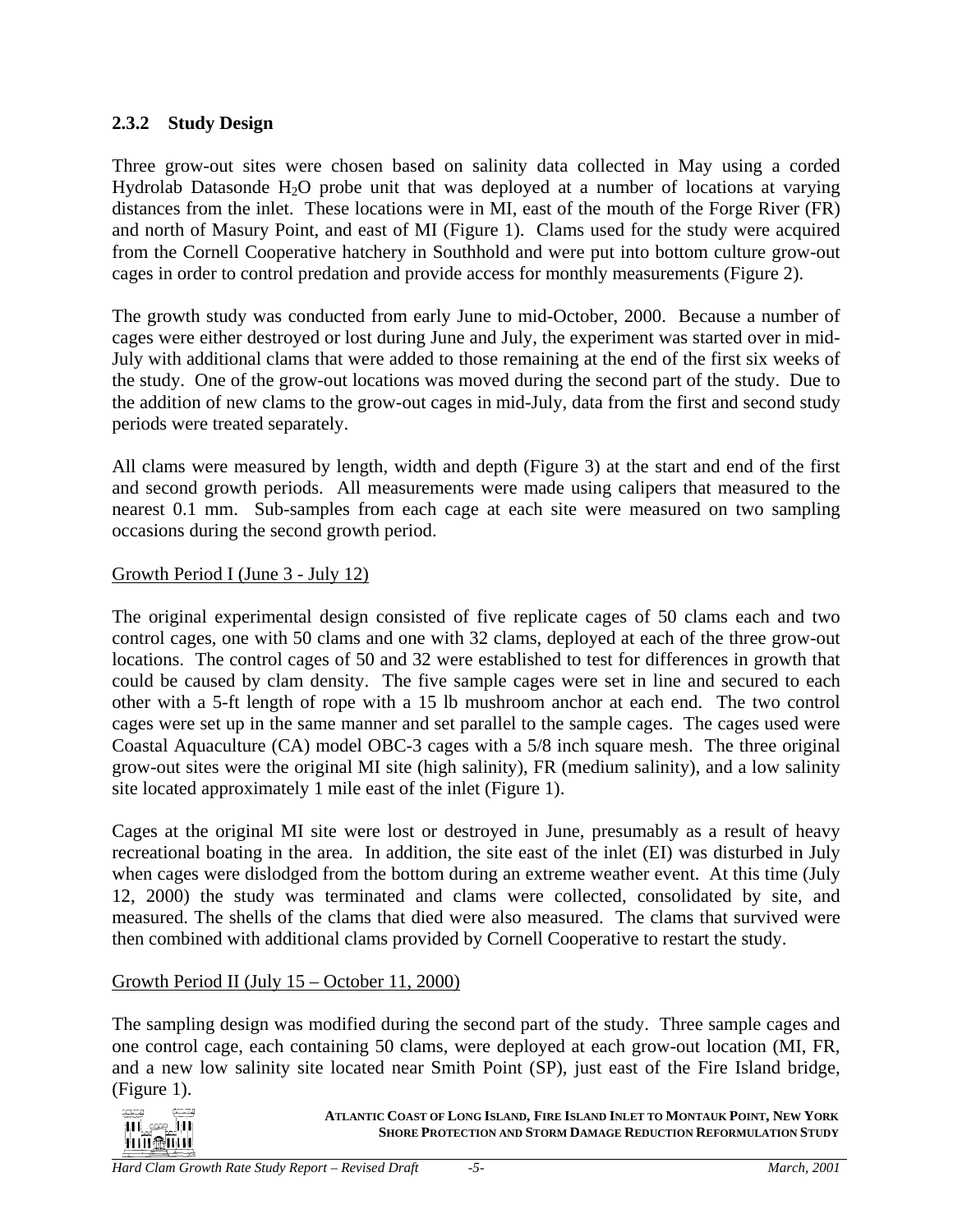### 2.3.2 Study Design

Three grow-out sites were chosen based on salinity data collected in May using a corded Hydrolab Datasonde $H_2O$ probe unit that was deployed at a number of locations at varying distances from the inlet. These locations were in MI, east of the mouth of the Forge River (FR) and north of Masury Point, and east of MI (Figure 1). Clams used for the study were acquired from the Cornell Cooperative hatchery in Southhold and were put into bottom culture grow-out cages in order to control predation and provide access for monthly measurements (Figure 2).

The growth study was conducted from early June to mid-October, 2000. Because a number of cages were either destroyed or lost during June and July, the experiment was started over in mid-July with additional clams that were added to those remaining at the end of the first six weeks of the study. One of the grow-out locations was moved during the second part of the study. Due to the addition of new clams to the grow-out cages in mid-July, data from the first and second study periods were treated separately.

All clams were measured by length, width and depth (Figure 3) at the start and end of the first and second growth periods. All measurements were made using calipers that measured to the nearest 0.1 mm. Sub-samples from each cage at each site were measured on two sampling occasions during the second growth period.

<u>Growth Period I (June 3 - July 12)</u>

The original experimental design consisted of five replicate cages of 50 clams each and two control cages, one with 50 clams and one with 32 clams, deployed at each of the three grow-out locations. The control cages of 50 and 32 were established to test for differences in growth that could be caused by clam density. The five sample cages were set in line and secured to each other with a 5-ft length of rope with a 15 lb mushroom anchor at each end. The two control cages were set up in the same manner and set parallel to the sample cages. The cages used were Coastal Aquaculture (CA) model OBC-3 cages with a 5/8 inch square mesh. The three original grow-out sites were the original MI site (high salinity), FR (medium salinity), and a low salinity site located approximately 1 mile east of the inlet (Figure 1).

Cages at the original MI site were lost or destroyed in June, presumably as a result of heavy recreational boating in the area. In addition, the site east of the inlet (EI) was disturbed in July when cages were dislodged from the bottom during an extreme weather event. At this time (July 12, 2000) the study was terminated and clams were collected, consolidated by site, and measured. The shells of the clams that died were also measured. The clams that survived were then combined with additional clams provided by Cornell Cooperative to restart the study.

<u>Growth Period II (July 15 – October 11, 2000)</u>

The sampling design was modified during the second part of the study. Three sample cages and one control cage, each containing 50 clams, were deployed at each grow-out location (MI, FR, and a new low salinity site located near Smith Point (SP), just east of the Fire Island bridge, (Figure 1).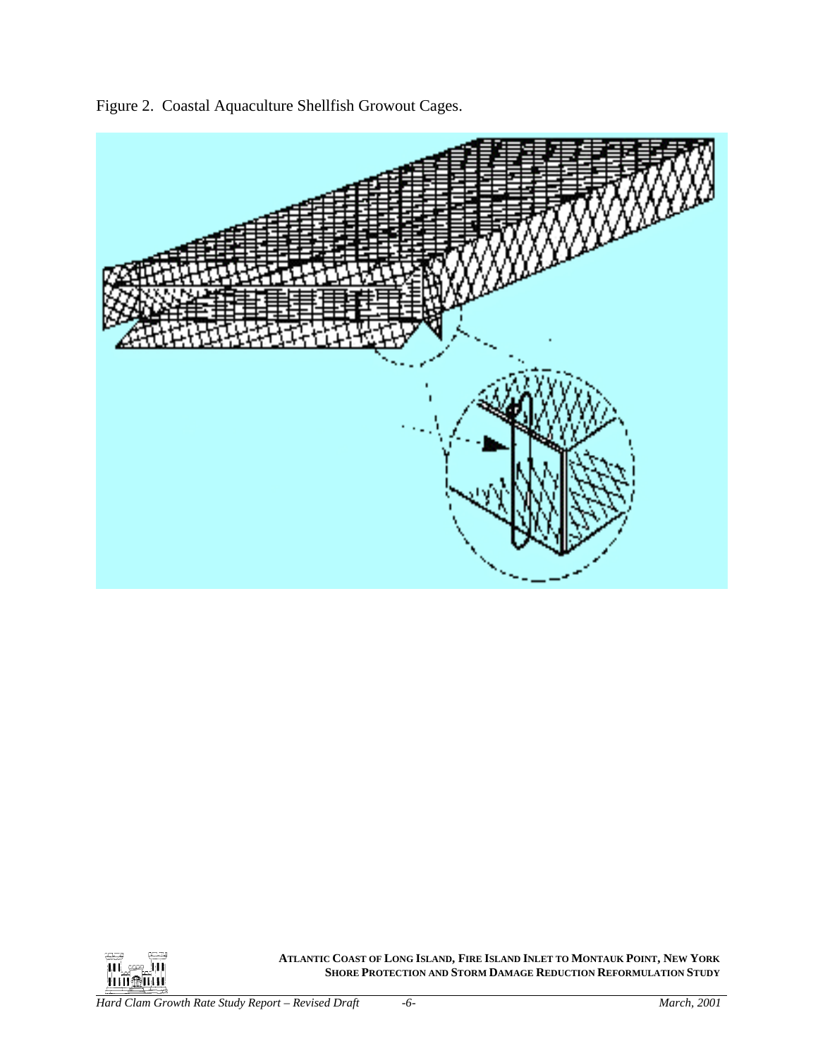Figure 2. Coastal Aquaculture Shellfish Growout Cages.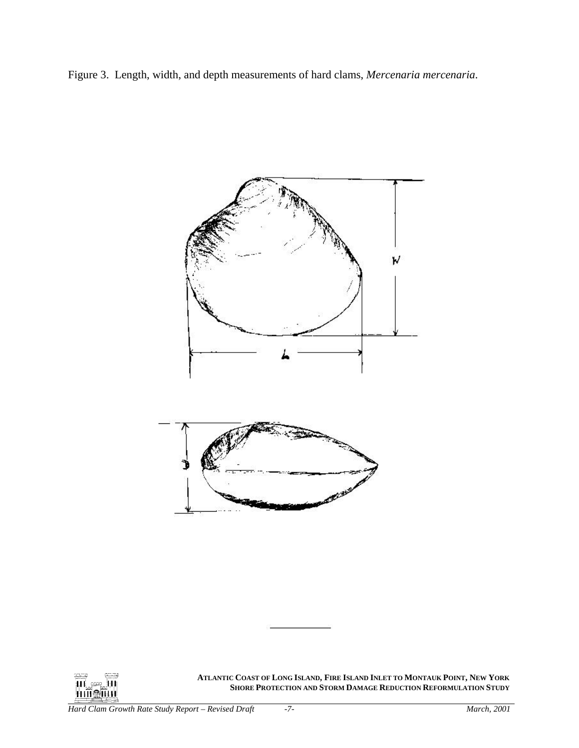Figure 3. Length, width, and depth measurements of hard clams, *Mercenaria mercenaria*.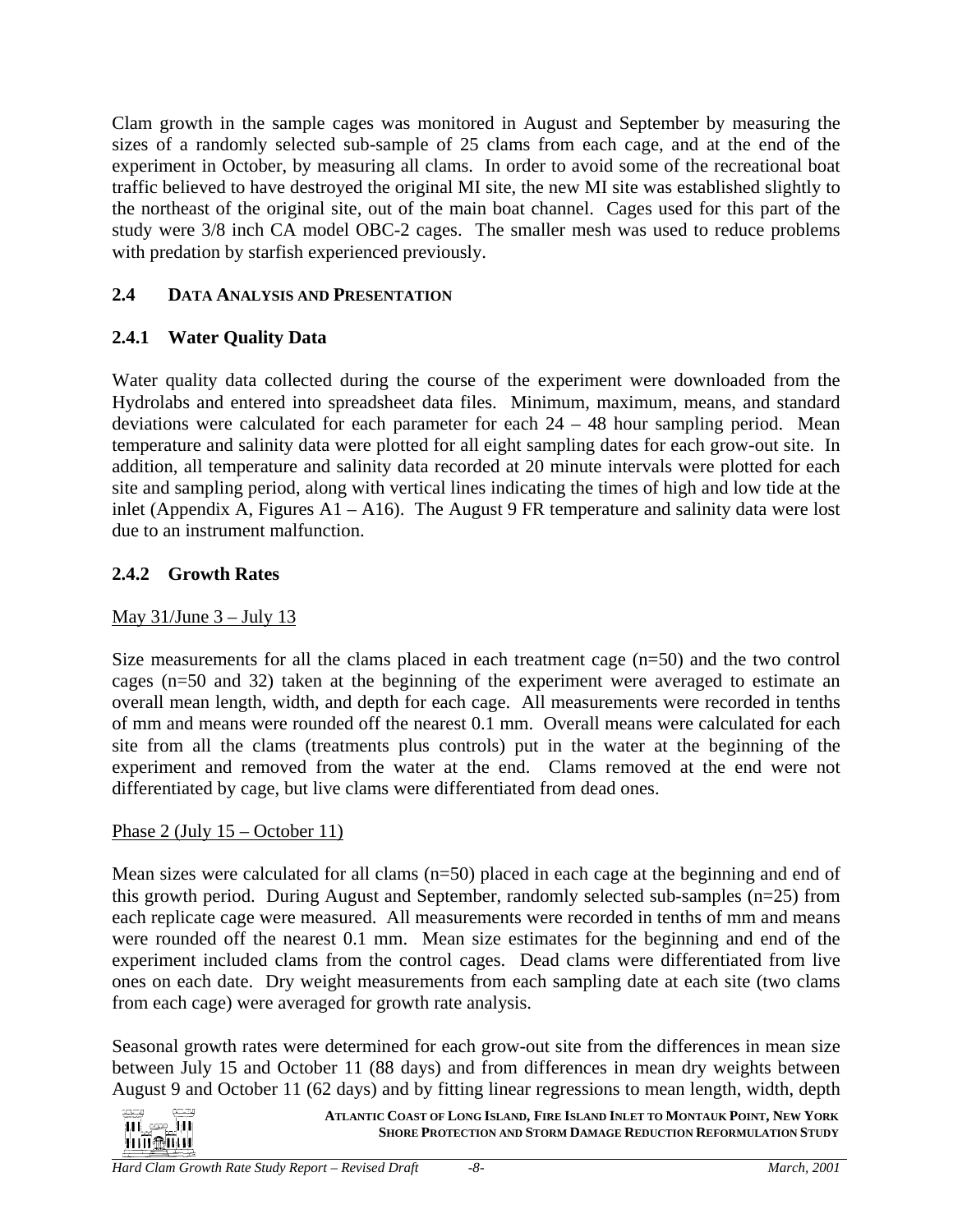Clam growth in the sample cages was monitored in August and September by measuring the sizes of a randomly selected sub-sample of 25 clams from each cage, and at the end of the experiment in October, by measuring all clams. In order to avoid some of the recreational boat traffic believed to have destroyed the original MI site, the new MI site was established slightly to the northeast of the original site, out of the main boat channel. Cages used for this part of the study were 3/8 inch CA model OBC-2 cages. The smaller mesh was used to reduce problems with predation by starfish experienced previously.

## 2.4 DATA ANALYSIS AND PRESENTATION

### 2.4.1 Water Quality Data

Water quality data collected during the course of the experiment were downloaded from the Hydrolabs and entered into spreadsheet data files. Minimum, maximum, means, and standard deviations were calculated for each parameter for each 24 – 48 hour sampling period. Mean temperature and salinity data were plotted for all eight sampling dates for each grow-out site. In addition, all temperature and salinity data recorded at 20 minute intervals were plotted for each site and sampling period, along with vertical lines indicating the times of high and low tide at the inlet (Appendix A, Figures A1 – A16). The August 9 FR temperature and salinity data were lost due to an instrument malfunction.

### 2.4.2 Growth Rates

May 31/June 3 – July 13

Size measurements for all the clams placed in each treatment cage (n=50) and the two control cages (n=50 and 32) taken at the beginning of the experiment were averaged to estimate an overall mean length, width, and depth for each cage. All measurements were recorded in tenths of mm and means were rounded off the nearest 0.1 mm. Overall means were calculated for each site from all the clams (treatments plus controls) put in the water at the beginning of the experiment and removed from the water at the end. Clams removed at the end were not differentiated by cage, but live clams were differentiated from dead ones.

Phase 2 (July 15 – October 11)

Mean sizes were calculated for all clams (n=50) placed in each cage at the beginning and end of this growth period. During August and September, randomly selected sub-samples (n=25) from each replicate cage were measured. All measurements were recorded in tenths of mm and means were rounded off the nearest 0.1 mm. Mean size estimates for the beginning and end of the experiment included clams from the control cages. Dead clams were differentiated from live ones on each date. Dry weight measurements from each sampling date at each site (two clams from each cage) were averaged for growth rate analysis.

Seasonal growth rates were determined for each grow-out site from the differences in mean size between July 15 and October 11 (88 days) and from differences in mean dry weights between August 9 and October 11 (62 days) and by fitting linear regressions to mean length, width, depth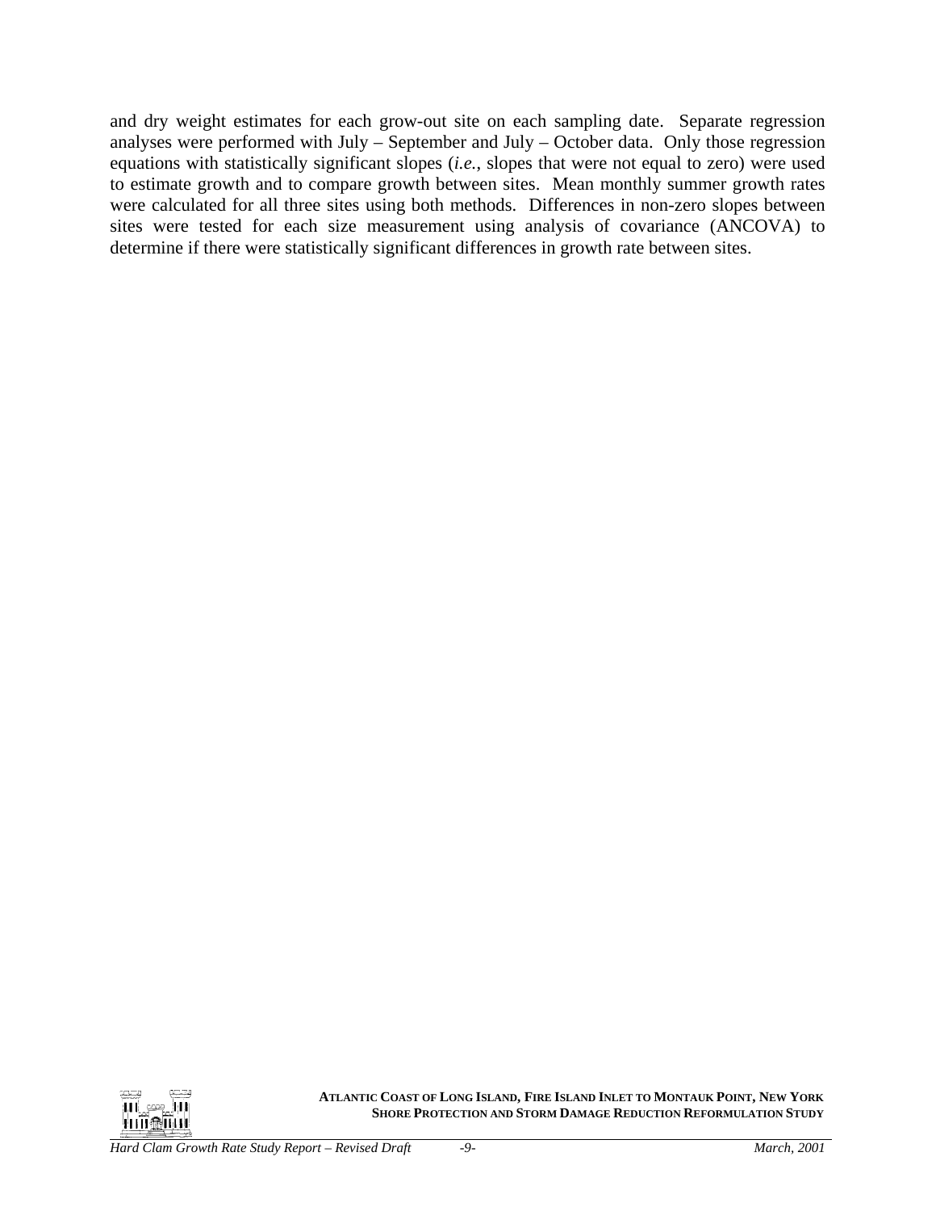and dry weight estimates for each grow-out site on each sampling date. Separate regression analyses were performed with July – September and July – October data. Only those regression equations with statistically significant slopes (*i.e.*, slopes that were not equal to zero) were used to estimate growth and to compare growth between sites. Mean monthly summer growth rates were calculated for all three sites using both methods. Differences in non-zero slopes between sites were tested for each size measurement using analysis of covariance (ANCOVA) to determine if there were statistically significant differences in growth rate between sites.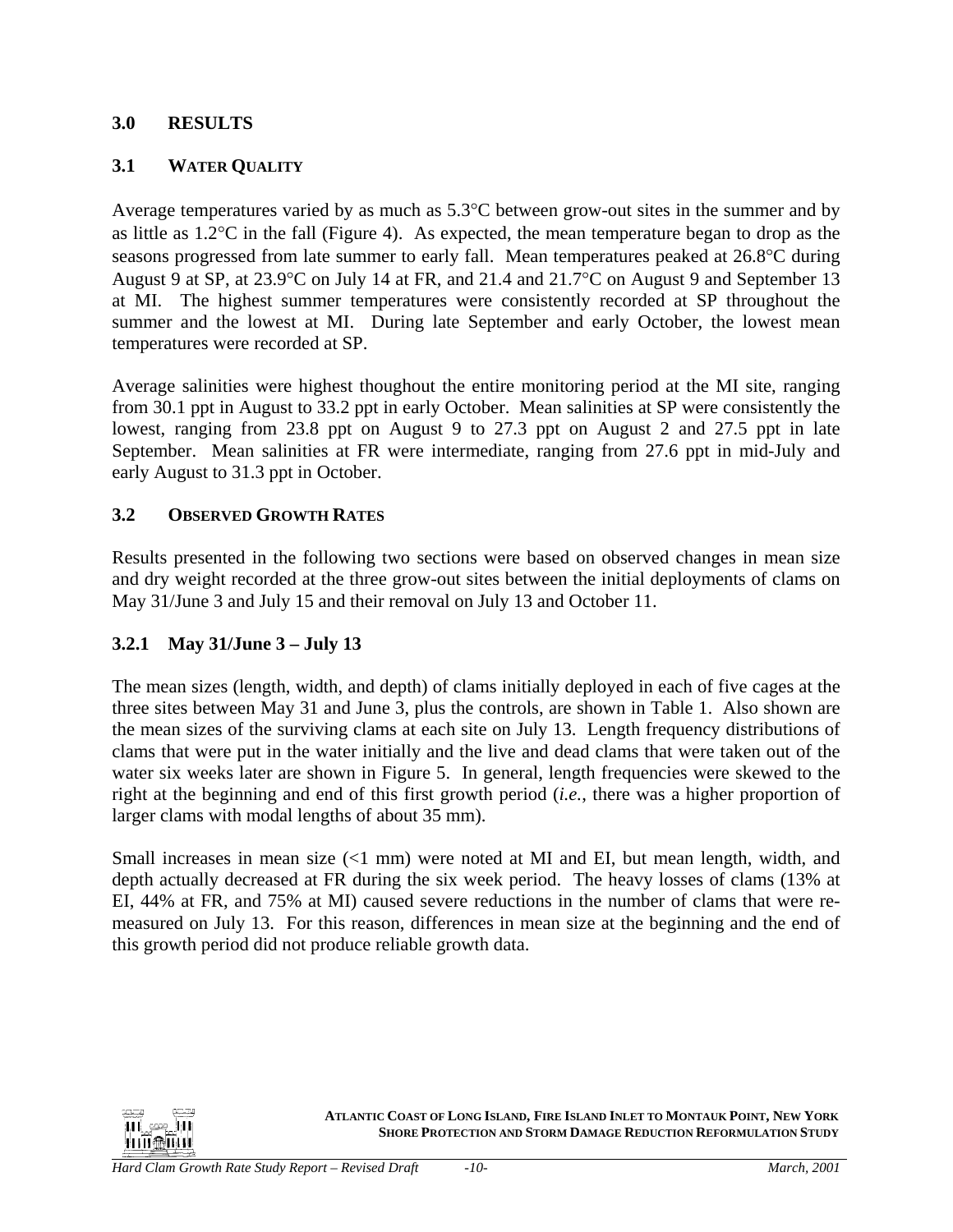## 3.0 RESULTS

### 3.1 WATER QUALITY

Average temperatures varied by as much as 5.3°C between grow-out sites in the summer and by as little as 1.2°C in the fall (Figure 4). As expected, the mean temperature began to drop as the seasons progressed from late summer to early fall. Mean temperatures peaked at 26.8°C during August 9 at SP, at 23.9°C on July 14 at FR, and 21.4 and 21.7°C on August 9 and September 13 at MI. The highest summer temperatures were consistently recorded at SP throughout the summer and the lowest at MI. During late September and early October, the lowest mean temperatures were recorded at SP.

Average salinities were highest thoughout the entire monitoring period at the MI site, ranging from 30.1 ppt in August to 33.2 ppt in early October. Mean salinities at SP were consistently the lowest, ranging from 23.8 ppt on August 9 to 27.3 ppt on August 2 and 27.5 ppt in late September. Mean salinities at FR were intermediate, ranging from 27.6 ppt in mid-July and early August to 31.3 ppt in October.

### 3.2 OBSERVED GROWTH RATES

Results presented in the following two sections were based on observed changes in mean size and dry weight recorded at the three grow-out sites between the initial deployments of clams on May 31/June 3 and July 15 and their removal on July 13 and October 11.

#### 3.2.1 May 31/June 3 – July 13

The mean sizes (length, width, and depth) of clams initially deployed in each of five cages at the three sites between May 31 and June 3, plus the controls, are shown in Table 1. Also shown are the mean sizes of the surviving clams at each site on July 13. Length frequency distributions of clams that were put in the water initially and the live and dead clams that were taken out of the water six weeks later are shown in Figure 5. In general, length frequencies were skewed to the right at the beginning and end of this first growth period (*i.e.*, there was a higher proportion of larger clams with modal lengths of about 35 mm).

Small increases in mean size (<1 mm) were noted at MI and EI, but mean length, width, and depth actually decreased at FR during the six week period. The heavy losses of clams (13% at EI, 44% at FR, and 75% at MI) caused severe reductions in the number of clams that were re-measured on July 13. For this reason, differences in mean size at the beginning and the end of this growth period did not produce reliable growth data.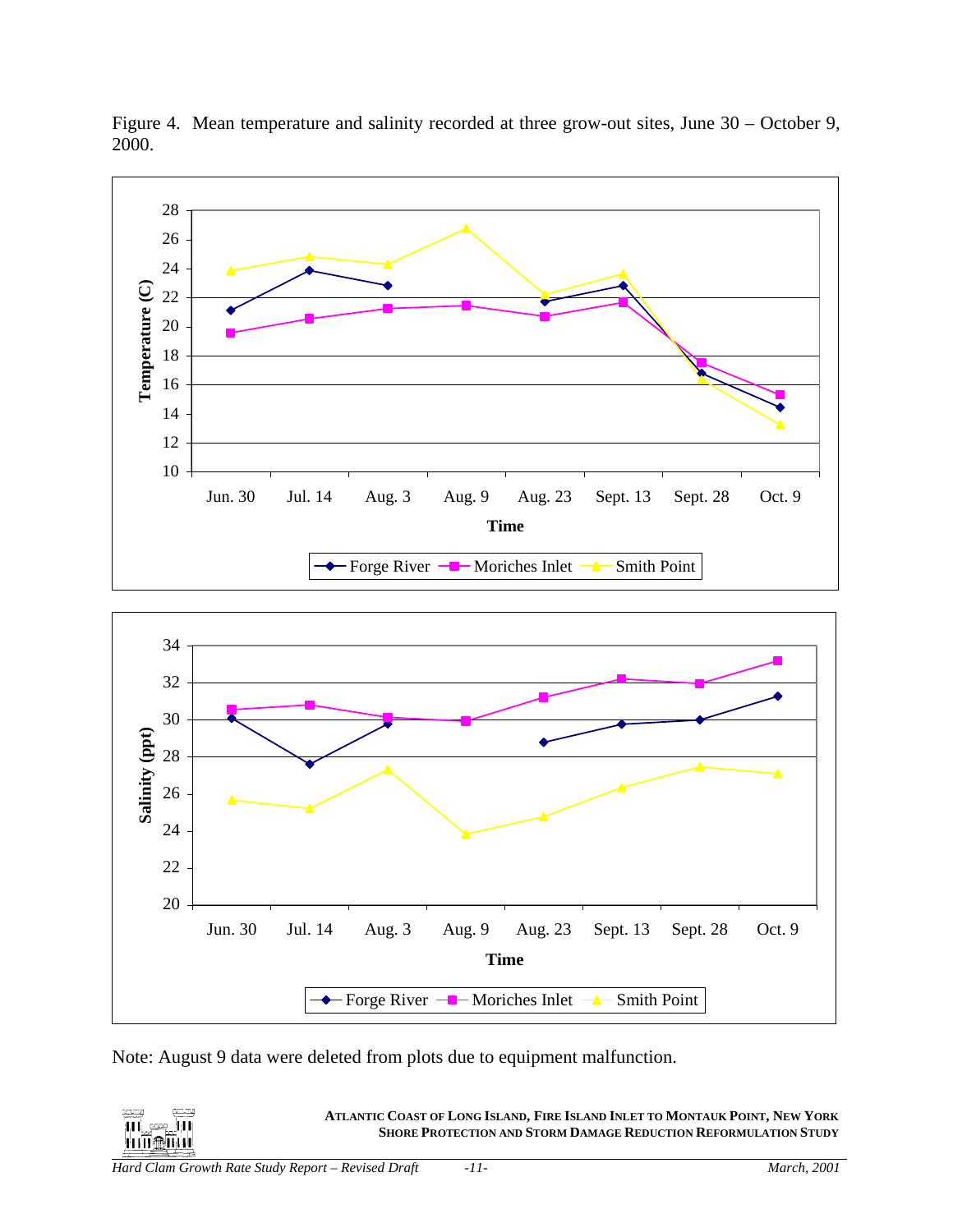Figure 4. Mean temperature and salinity recorded at three grow-out sites, June 30 – October 9, 2000.

Note: August 9 data were deleted from plots due to equipment malfunction.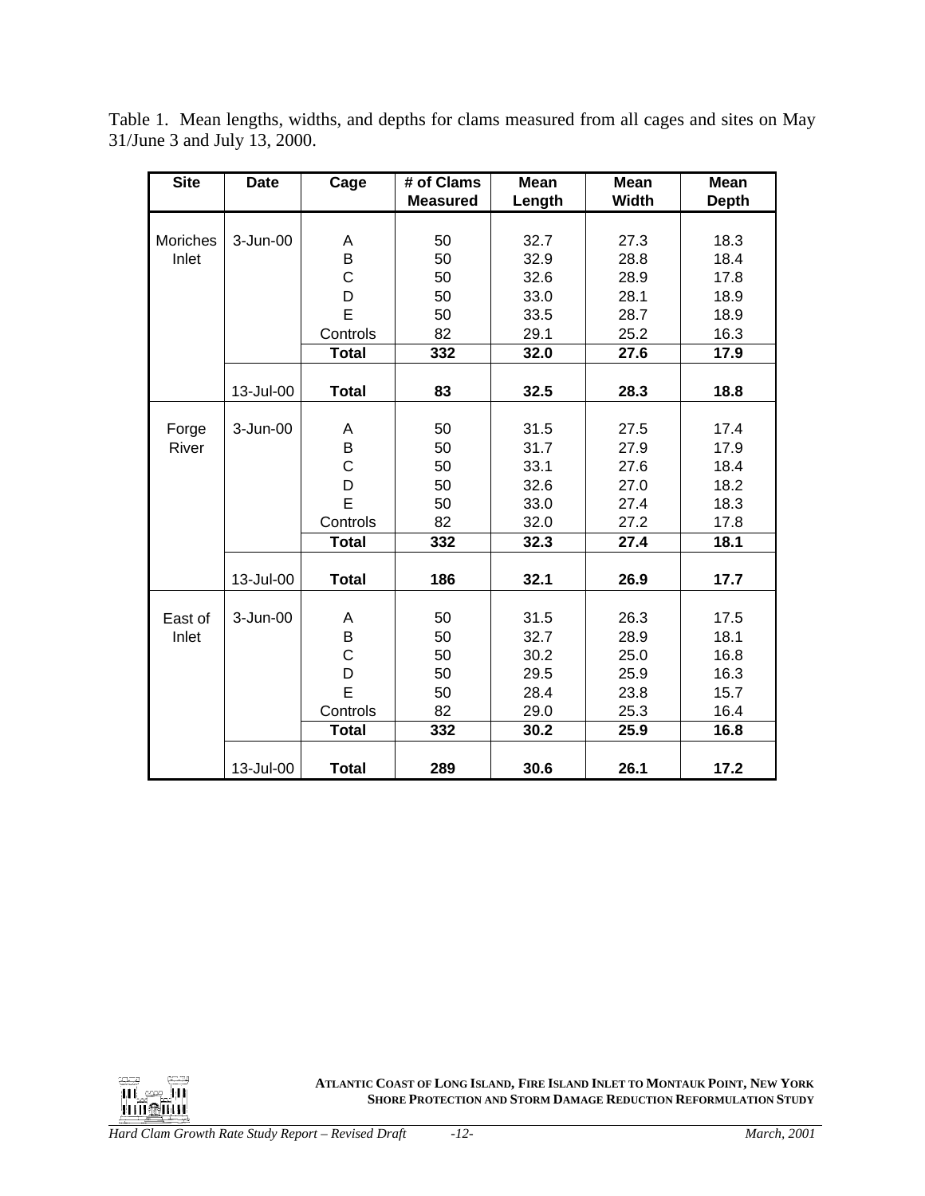Table 1. Mean lengths, widths, and depths for clams measured from all cages and sites on May 31/June 3 and July 13, 2000.

| Site | Date | Cage | # of Clams Measured | Mean Length | Mean Width | Mean Depth |
|---|---|---|---|---|---|---|
| Moriches Inlet | 3-Jun-00 | A | 50 | 32.7 | 27.3 | 18.3 |
| | | B | 50 | 32.9 | 28.8 | 18.4 |
| | | C | 50 | 32.6 | 28.9 | 17.8 |
| | | D | 50 | 33.0 | 28.1 | 18.9 |
| | | E | 50 | 33.5 | 28.7 | 18.9 |
| | | Controls | 82 | 29.1 | 25.2 | 16.3 |
| | | **Total** | **332** | **32.0** | **27.6** | **17.9** |
| | 13-Jul-00 | **Total** | **83** | **32.5** | **28.3** | **18.8** |
| Forge River | 3-Jun-00 | A | 50 | 31.5 | 27.5 | 17.4 |
| | | B | 50 | 31.7 | 27.9 | 17.9 |
| | | C | 50 | 33.1 | 27.6 | 18.4 |
| | | D | 50 | 32.6 | 27.0 | 18.2 |
| | | E | 50 | 33.0 | 27.4 | 18.3 |
| | | Controls | 82 | 32.0 | 27.2 | 17.8 |
| | | **Total** | **332** | **32.3** | **27.4** | **18.1** |
| | 13-Jul-00 | **Total** | **186** | **32.1** | **26.9** | **17.7** |
| East of Inlet | 3-Jun-00 | A | 50 | 31.5 | 26.3 | 17.5 |
| | | B | 50 | 32.7 | 28.9 | 18.1 |
| | | C | 50 | 30.2 | 25.0 | 16.8 |
| | | D | 50 | 29.5 | 25.9 | 16.3 |
| | | E | 50 | 28.4 | 23.8 | 15.7 |
| | | Controls | 82 | 29.0 | 25.3 | 16.4 |
| | | **Total** | **332** | **30.2** | **25.9** | **16.8** |
| | 13-Jul-00 | **Total** | **289** | **30.6** | **26.1** | **17.2** |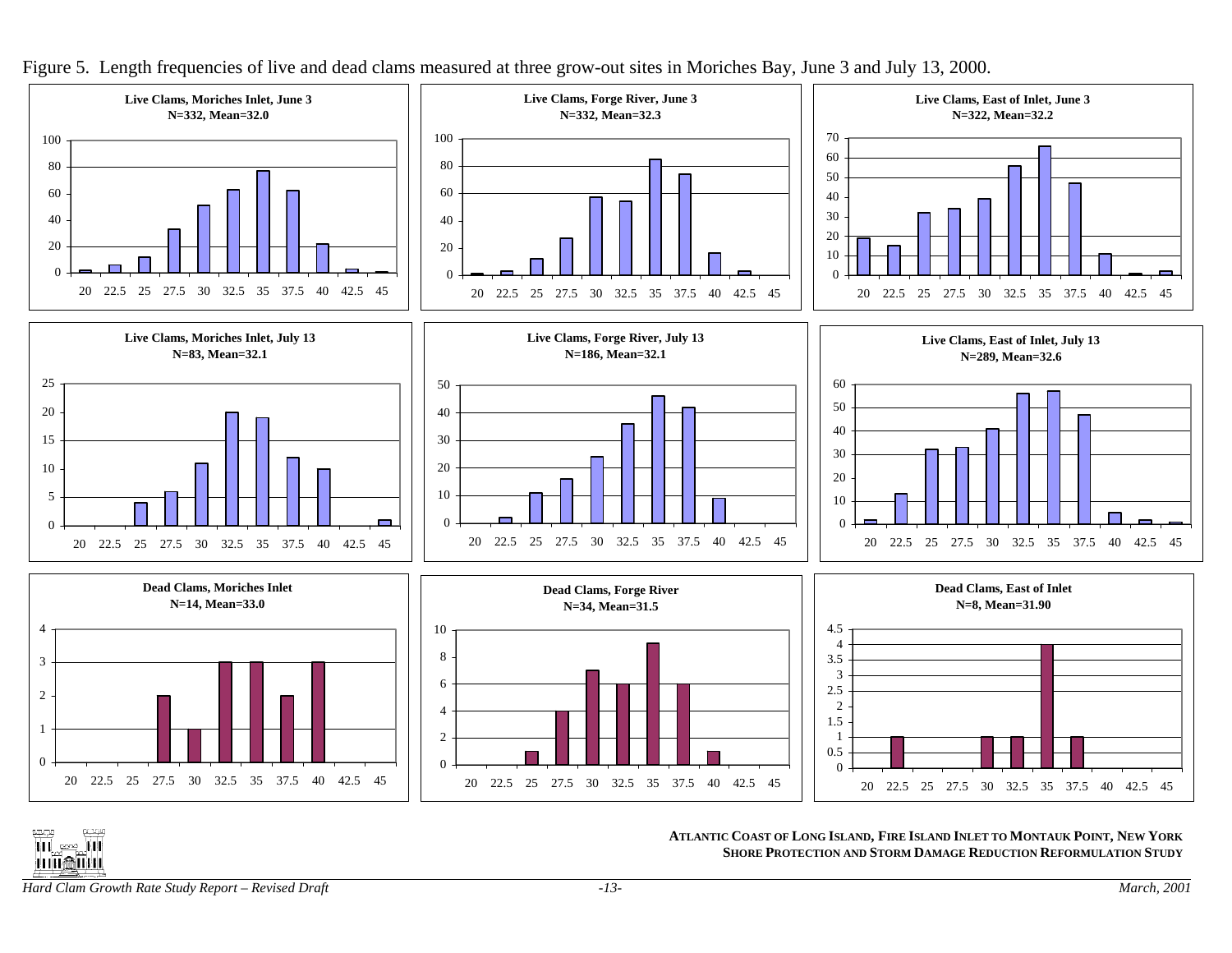Figure 5. Length frequencies of live and dead clams measured at three grow-out sites in Moriches Bay, June 3 and July 13, 2000.

**Live Clams, Moriches Inlet, June 3**
**N=332, Mean=32.0**

**Live Clams, Forge River, June 3**
**N=332, Mean=32.3**

**Live Clams, East of Inlet, June 3**
**N=322, Mean=32.2**

**Live Clams, Moriches Inlet, July 13**
**N=83, Mean=32.1**

**Live Clams, Forge River, July 13**
**N=186, Mean=32.1**

**Live Clams, East of Inlet, July 13**
**N=289, Mean=32.6**

**Dead Clams, Moriches Inlet**
**N=14, Mean=33.0**

**Dead Clams, Forge River**
**N=34, Mean=31.5**

**Dead Clams, East of Inlet**
**N=8, Mean=31.90**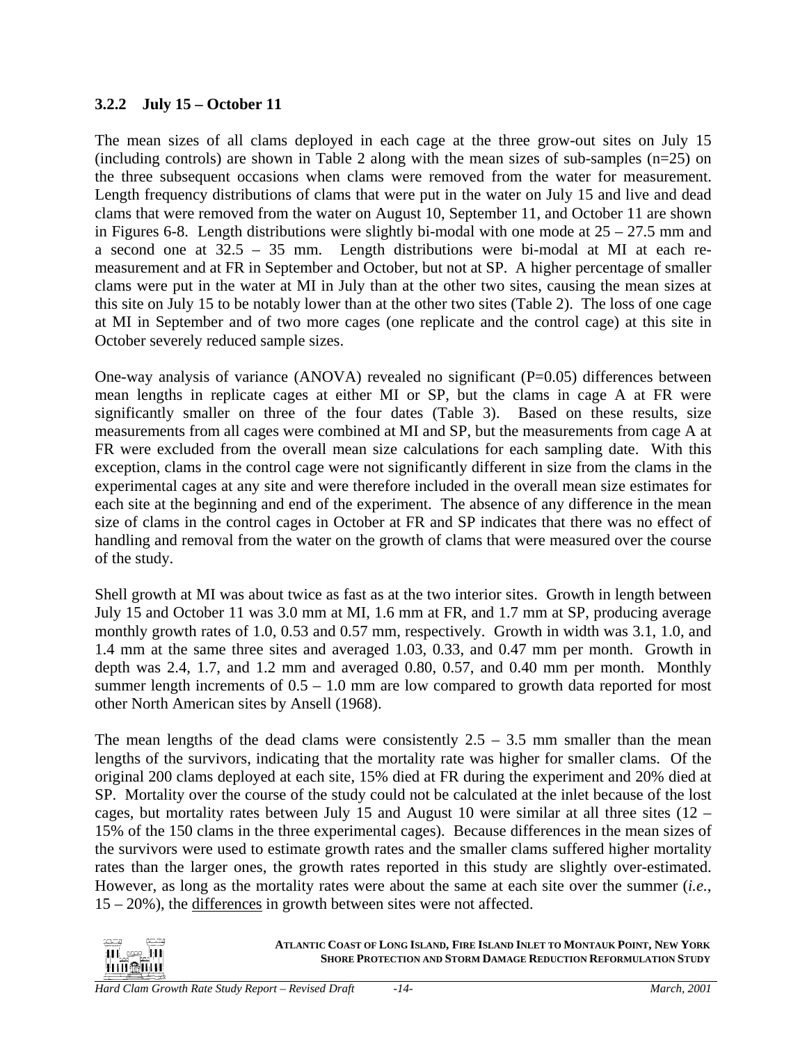### 3.2.2 July 15 – October 11

The mean sizes of all clams deployed in each cage at the three grow-out sites on July 15 (including controls) are shown in Table 2 along with the mean sizes of sub-samples (n=25) on the three subsequent occasions when clams were removed from the water for measurement. Length frequency distributions of clams that were put in the water on July 15 and live and dead clams that were removed from the water on August 10, September 11, and October 11 are shown in Figures 6-8. Length distributions were slightly bi-modal with one mode at 25 – 27.5 mm and a second one at 32.5 – 35 mm. Length distributions were bi-modal at MI at each re-measurement and at FR in September and October, but not at SP. A higher percentage of smaller clams were put in the water at MI in July than at the other two sites, causing the mean sizes at this site on July 15 to be notably lower than at the other two sites (Table 2). The loss of one cage at MI in September and of two more cages (one replicate and the control cage) at this site in October severely reduced sample sizes.

One-way analysis of variance (ANOVA) revealed no significant (P=0.05) differences between mean lengths in replicate cages at either MI or SP, but the clams in cage A at FR were significantly smaller on three of the four dates (Table 3). Based on these results, size measurements from all cages were combined at MI and SP, but the measurements from cage A at FR were excluded from the overall mean size calculations for each sampling date. With this exception, clams in the control cage were not significantly different in size from the clams in the experimental cages at any site and were therefore included in the overall mean size estimates for each site at the beginning and end of the experiment. The absence of any difference in the mean size of clams in the control cages in October at FR and SP indicates that there was no effect of handling and removal from the water on the growth of clams that were measured over the course of the study.

Shell growth at MI was about twice as fast as at the two interior sites. Growth in length between July 15 and October 11 was 3.0 mm at MI, 1.6 mm at FR, and 1.7 mm at SP, producing average monthly growth rates of 1.0, 0.53 and 0.57 mm, respectively. Growth in width was 3.1, 1.0, and 1.4 mm at the same three sites and averaged 1.03, 0.33, and 0.47 mm per month. Growth in depth was 2.4, 1.7, and 1.2 mm and averaged 0.80, 0.57, and 0.40 mm per month. Monthly summer length increments of 0.5 – 1.0 mm are low compared to growth data reported for most other North American sites by Ansell (1968).

The mean lengths of the dead clams were consistently 2.5 – 3.5 mm smaller than the mean lengths of the survivors, indicating that the mortality rate was higher for smaller clams. Of the original 200 clams deployed at each site, 15% died at FR during the experiment and 20% died at SP. Mortality over the course of the study could not be calculated at the inlet because of the lost cages, but mortality rates between July 15 and August 10 were similar at all three sites (12 – 15% of the 150 clams in the three experimental cages). Because differences in the mean sizes of the survivors were used to estimate growth rates and the smaller clams suffered higher mortality rates than the larger ones, the growth rates reported in this study are slightly over-estimated. However, as long as the mortality rates were about the same at each site over the summer (*i.e.*, 15 – 20%), the <u>differences</u> in growth between sites were not affected.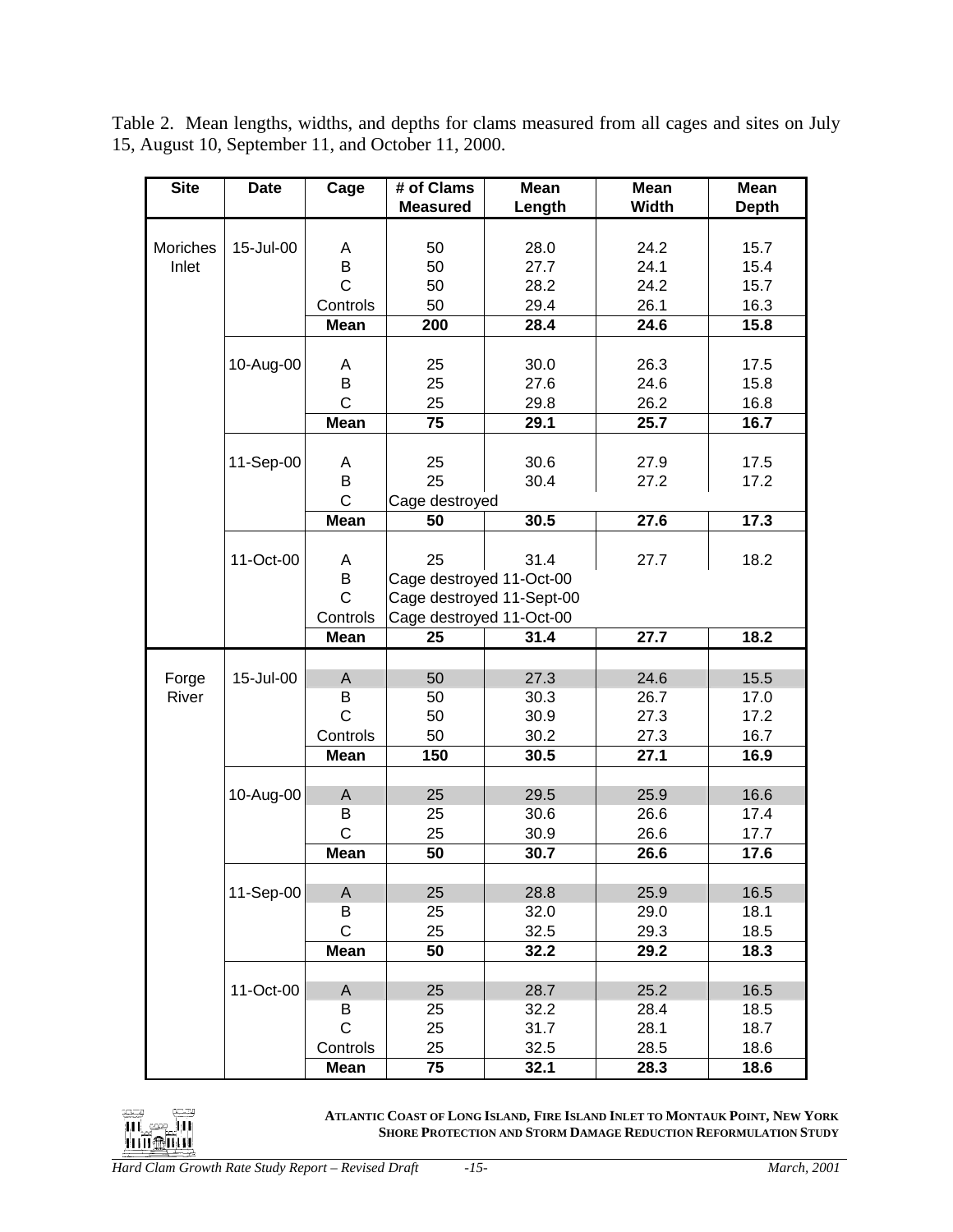Table 2. Mean lengths, widths, and depths for clams measured from all cages and sites on July 15, August 10, September 11, and October 11, 2000.

| Site | Date | Cage | # of Clams Measured | Mean Length | Mean Width | Mean Depth |
|---|---|---|---|---|---|---|
| Moriches Inlet | 15-Jul-00 | A | 50 | 28.0 | 24.2 | 15.7 |
| | | B | 50 | 27.7 | 24.1 | 15.4 |
| | | C | 50 | 28.2 | 24.2 | 15.7 |
| | | Controls | 50 | 29.4 | 26.1 | 16.3 |
| | | **Mean** | **200** | **28.4** | **24.6** | **15.8** |
| | 10-Aug-00 | A | 25 | 30.0 | 26.3 | 17.5 |
| | | B | 25 | 27.6 | 24.6 | 15.8 |
| | | C | 25 | 29.8 | 26.2 | 16.8 |
| | | **Mean** | **75** | **29.1** | **25.7** | **16.7** |
| | 11-Sep-00 | A | 25 | 30.6 | 27.9 | 17.5 |
| | | B | 25 | 30.4 | 27.2 | 17.2 |
| | | C | Cage destroyed | | | |
| | | **Mean** | **50** | **30.5** | **27.6** | **17.3** |
| | 11-Oct-00 | A | 25 | 31.4 | 27.7 | 18.2 |
| | | B | Cage destroyed 11-Oct-00 | | | |
| | | C | Cage destroyed 11-Sept-00 | | | |
| | | Controls | Cage destroyed 11-Oct-00 | | | |
| | | **Mean** | **25** | **31.4** | **27.7** | **18.2** |
| Forge River | 15-Jul-00 | A | 50 | 27.3 | 24.6 | 15.5 |
| | | B | 50 | 30.3 | 26.7 | 17.0 |
| | | C | 50 | 30.9 | 27.3 | 17.2 |
| | | Controls | 50 | 30.2 | 27.3 | 16.7 |
| | | **Mean** | **150** | **30.5** | **27.1** | **16.9** |
| | 10-Aug-00 | A | 25 | 29.5 | 25.9 | 16.6 |
| | | B | 25 | 30.6 | 26.6 | 17.4 |
| | | C | 25 | 30.9 | 26.6 | 17.7 |
| | | **Mean** | **50** | **30.7** | **26.6** | **17.6** |
| | 11-Sep-00 | A | 25 | 28.8 | 25.9 | 16.5 |
| | | B | 25 | 32.0 | 29.0 | 18.1 |
| | | C | 25 | 32.5 | 29.3 | 18.5 |
| | | **Mean** | **50** | **32.2** | **29.2** | **18.3** |
| | 11-Oct-00 | A | 25 | 28.7 | 25.2 | 16.5 |
| | | B | 25 | 32.2 | 28.4 | 18.5 |
| | | C | 25 | 31.7 | 28.1 | 18.7 |
| | | Controls | 25 | 32.5 | 28.5 | 18.6 |
| | | **Mean** | **75** | **32.1** | **28.3** | **18.6** |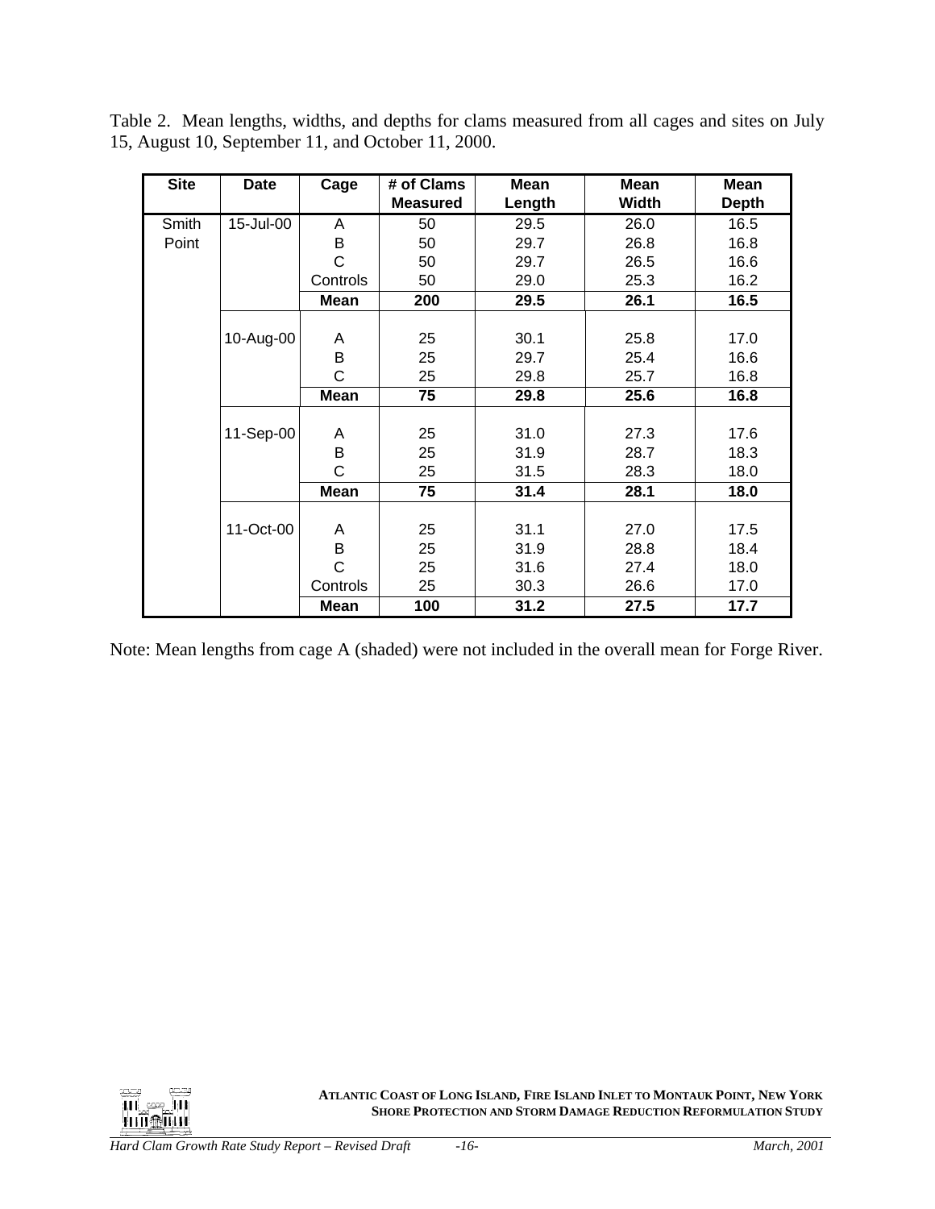Table 2. Mean lengths, widths, and depths for clams measured from all cages and sites on July 15, August 10, September 11, and October 11, 2000.

| Site | Date | Cage | # of Clams Measured | Mean Length | Mean Width | Mean Depth |
|---|---|---|---|---|---|---|
| Smith Point | 15-Jul-00 | A | 50 | 29.5 | 26.0 | 16.5 |
| | | B | 50 | 29.7 | 26.8 | 16.8 |
| | | C | 50 | 29.7 | 26.5 | 16.6 |
| | | Controls | 50 | 29.0 | 25.3 | 16.2 |
| | | **Mean** | **200** | **29.5** | **26.1** | **16.5** |
| | 10-Aug-00 | A | 25 | 30.1 | 25.8 | 17.0 |
| | | B | 25 | 29.7 | 25.4 | 16.6 |
| | | C | 25 | 29.8 | 25.7 | 16.8 |
| | | **Mean** | **75** | **29.8** | **25.6** | **16.8** |
| | 11-Sep-00 | A | 25 | 31.0 | 27.3 | 17.6 |
| | | B | 25 | 31.9 | 28.7 | 18.3 |
| | | C | 25 | 31.5 | 28.3 | 18.0 |
| | | **Mean** | **75** | **31.4** | **28.1** | **18.0** |
| | 11-Oct-00 | A | 25 | 31.1 | 27.0 | 17.5 |
| | | B | 25 | 31.9 | 28.8 | 18.4 |
| | | C | 25 | 31.6 | 27.4 | 18.0 |
| | | Controls | 25 | 30.3 | 26.6 | 17.0 |
| | | **Mean** | **100** | **31.2** | **27.5** | **17.7** |

Note: Mean lengths from cage A (shaded) were not included in the overall mean for Forge River.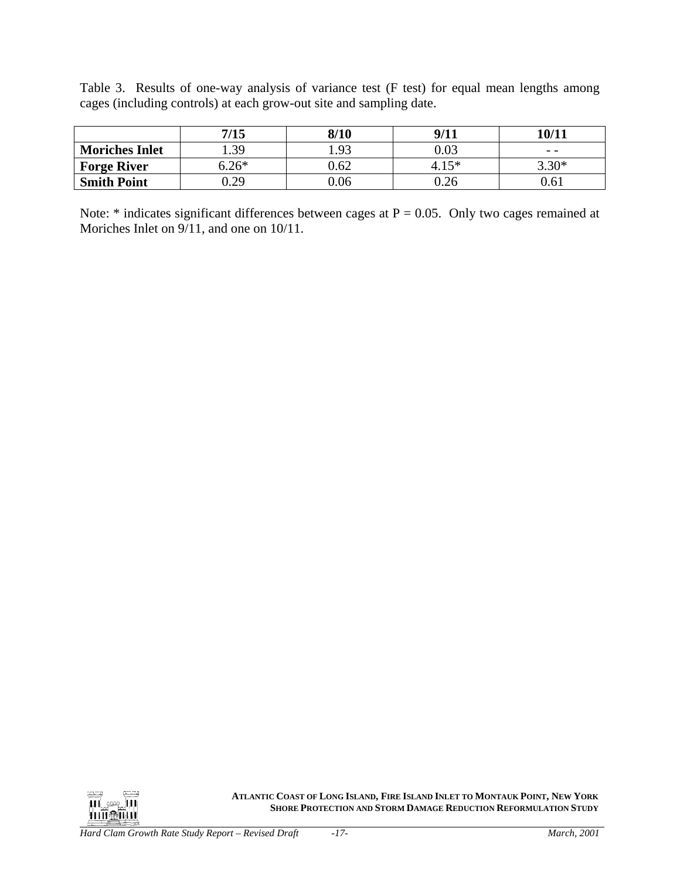Table 3. Results of one-way analysis of variance test (F test) for equal mean lengths among cages (including controls) at each grow-out site and sampling date.

| | 7/15 | 8/10 | 9/11 | 10/11 |
|---|---|---|---|---|
| **Moriches Inlet** | 1.39 | 1.93 | 0.03 | - - |
| **Forge River** | 6.26* | 0.62 | 4.15* | 3.30* |
| **Smith Point** | 0.29 | 0.06 | 0.26 | 0.61 |

Note: * indicates significant differences between cages at P = 0.05. Only two cages remained at Moriches Inlet on 9/11, and one on 10/11.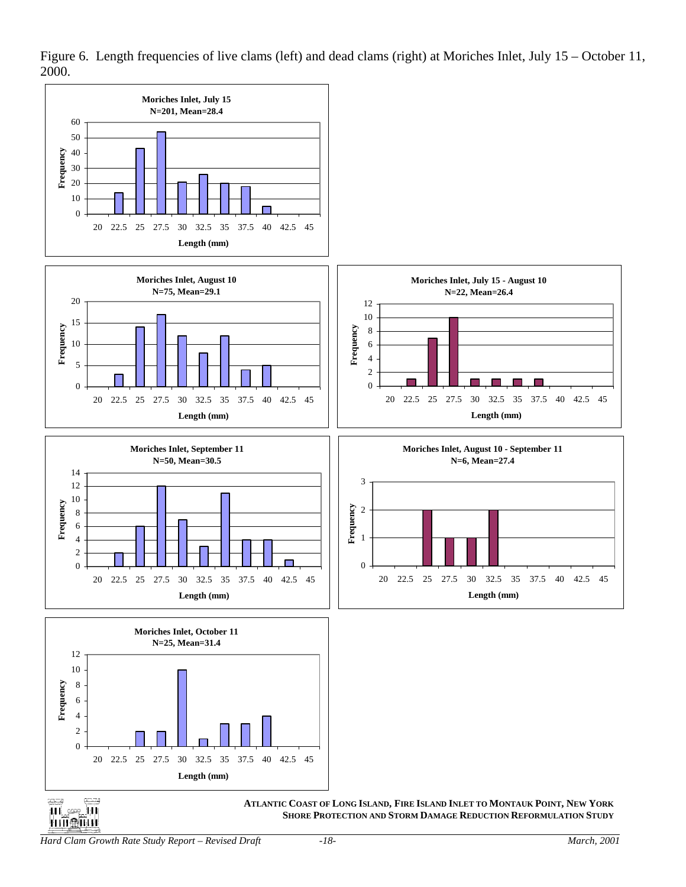Figure 6. Length frequencies of live clams (left) and dead clams (right) at Moriches Inlet, July 15 – October 11, 2000.

**Moriches Inlet, July 15**
**N=201, Mean=28.4**

**Moriches Inlet, August 10**
**N=75, Mean=29.1**

**Moriches Inlet, July 15 - August 10**
**N=22, Mean=26.4**

**Moriches Inlet, September 11**
**N=50, Mean=30.5**

**Moriches Inlet, August 10 - September 11**
**N=6, Mean=27.4**

**Moriches Inlet, October 11**
**N=25, Mean=31.4**

ATLANTIC COAST OF LONG ISLAND, FIRE ISLAND INLET TO MONTAUK POINT, NEW YORK
SHORE PROTECTION AND STORM DAMAGE REDUCTION REFORMULATION STUDY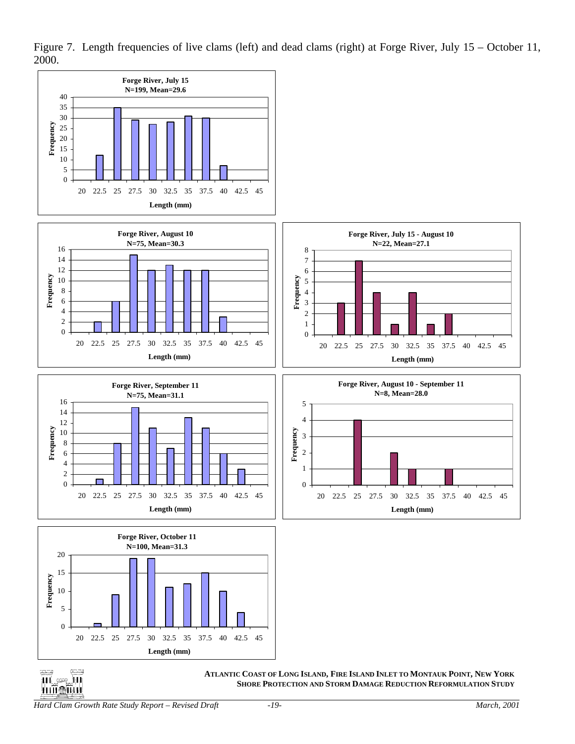Figure 7. Length frequencies of live clams (left) and dead clams (right) at Forge River, July 15 – October 11, 2000.

**Forge River, July 15**
**N=199, Mean=29.6**

**Forge River, August 10**
**N=75, Mean=30.3**

**Forge River, July 15 - August 10**
**N=22, Mean=27.1**

**Forge River, September 11**
**N=75, Mean=31.1**

**Forge River, August 10 - September 11**
**N=8, Mean=28.0**

**Forge River, October 11**
**N=100, Mean=31.3**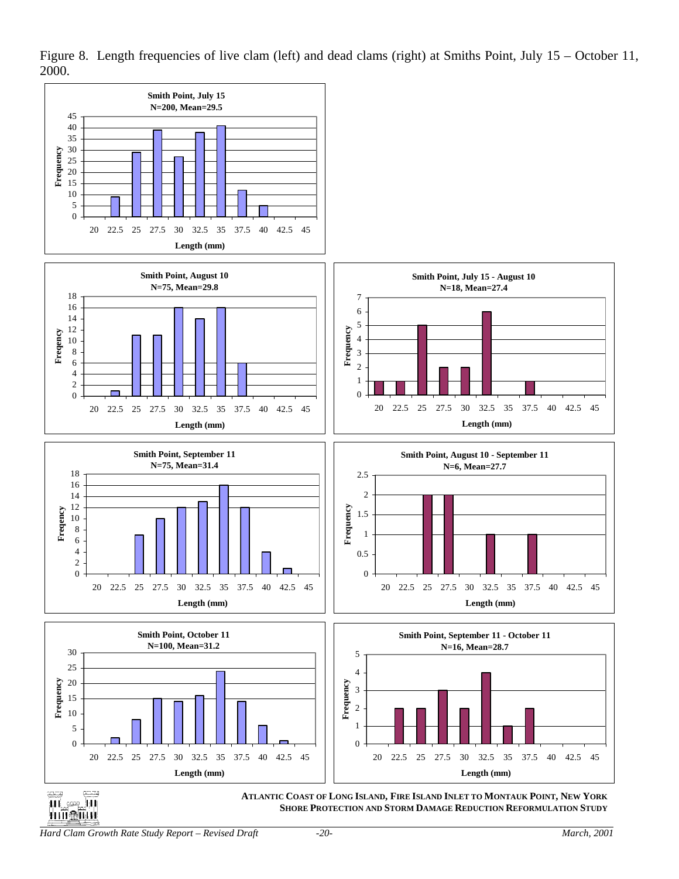Figure 8. Length frequencies of live clam (left) and dead clams (right) at Smiths Point, July 15 – October 11, 2000.

**Smith Point, July 15**
**N=200, Mean=29.5**

| Length (mm) | 20 | 22.5 | 25 | 27.5 | 30 | 32.5 | 35 | 37.5 | 40 | 42.5 | 45 |
|---|---|---|---|---|---|---|---|---|---|---|---|
| Frequency | 0 | 9 | 29 | 39 | 27 | 38 | 41 | 12 | 5 | 0 | 0 |

**Smith Point, August 10**
**N=75, Mean=29.8**

| Length (mm) | 20 | 22.5 | 25 | 27.5 | 30 | 32.5 | 35 | 37.5 | 40 | 42.5 | 45 |
|---|---|---|---|---|---|---|---|---|---|---|---|
| Frequency | 0 | 1 | 11 | 11 | 16 | 14 | 16 | 6 | 0 | 0 | 0 |

**Smith Point, July 15 - August 10**
**N=18, Mean=27.4**

| Length (mm) | 20 | 22.5 | 25 | 27.5 | 30 | 32.5 | 35 | 37.5 | 40 | 42.5 | 45 |
|---|---|---|---|---|---|---|---|---|---|---|---|
| Frequency | 1 | 1 | 5 | 2 | 2 | 6 | 0 | 1 | 0 | 0 | 0 |

**Smith Point, September 11**
**N=75, Mean=31.4**

| Length (mm) | 20 | 22.5 | 25 | 27.5 | 30 | 32.5 | 35 | 37.5 | 40 | 42.5 | 45 |
|---|---|---|---|---|---|---|---|---|---|---|---|
| Frequency | 0 | 0 | 7 | 10 | 12 | 13 | 16 | 12 | 4 | 1 | 0 |

**Smith Point, August 10 - September 11**
**N=6, Mean=27.7**

| Length (mm) | 20 | 22.5 | 25 | 27.5 | 30 | 32.5 | 35 | 37.5 | 40 | 42.5 | 45 |
|---|---|---|---|---|---|---|---|---|---|---|---|
| Frequency | 0 | 0 | 2 | 2 | 0 | 1 | 0 | 1 | 0 | 0 | 0 |

**Smith Point, October 11**
**N=100, Mean=31.2**

| Length (mm) | 20 | 22.5 | 25 | 27.5 | 30 | 32.5 | 35 | 37.5 | 40 | 42.5 | 45 |
|---|---|---|---|---|---|---|---|---|---|---|---|
| Frequency | 0 | 2 | 8 | 15 | 14 | 16 | 24 | 14 | 6 | 1 | 0 |

**Smith Point, September 11 - October 11**
**N=16, Mean=28.7**

| Length (mm) | 20 | 22.5 | 25 | 27.5 | 30 | 32.5 | 35 | 37.5 | 40 | 42.5 | 45 |
|---|---|---|---|---|---|---|---|---|---|---|---|
| Frequency | 0 | 2 | 2 | 3 | 2 | 4 | 1 | 2 | 0 | 0 | 0 |

**ATLANTIC COAST OF LONG ISLAND, FIRE ISLAND INLET TO MONTAUK POINT, NEW YORK**
**SHORE PROTECTION AND STORM DAMAGE REDUCTION REFORMULATION STUDY**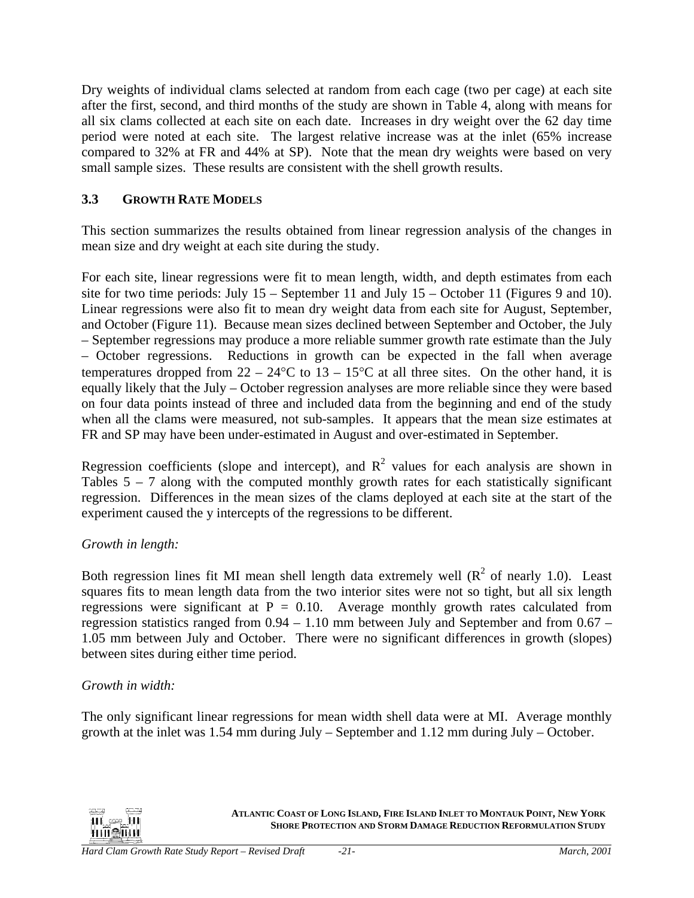Dry weights of individual clams selected at random from each cage (two per cage) at each site after the first, second, and third months of the study are shown in Table 4, along with means for all six clams collected at each site on each date. Increases in dry weight over the 62 day time period were noted at each site. The largest relative increase was at the inlet (65% increase compared to 32% at FR and 44% at SP). Note that the mean dry weights were based on very small sample sizes. These results are consistent with the shell growth results.

### 3.3 GROWTH RATE MODELS

This section summarizes the results obtained from linear regression analysis of the changes in mean size and dry weight at each site during the study.

For each site, linear regressions were fit to mean length, width, and depth estimates from each site for two time periods: July 15 – September 11 and July 15 – October 11 (Figures 9 and 10). Linear regressions were also fit to mean dry weight data from each site for August, September, and October (Figure 11). Because mean sizes declined between September and October, the July – September regressions may produce a more reliable summer growth rate estimate than the July – October regressions. Reductions in growth can be expected in the fall when average temperatures dropped from 22 – 24°C to 13 – 15°C at all three sites. On the other hand, it is equally likely that the July – October regression analyses are more reliable since they were based on four data points instead of three and included data from the beginning and end of the study when all the clams were measured, not sub-samples. It appears that the mean size estimates at FR and SP may have been under-estimated in August and over-estimated in September.

Regression coefficients (slope and intercept), and $R^2$ values for each analysis are shown in Tables 5 – 7 along with the computed monthly growth rates for each statistically significant regression. Differences in the mean sizes of the clams deployed at each site at the start of the experiment caused the y intercepts of the regressions to be different.

*Growth in length:*

Both regression lines fit MI mean shell length data extremely well ($R^2$ of nearly 1.0). Least squares fits to mean length data from the two interior sites were not so tight, but all six length regressions were significant at $P = 0.10$. Average monthly growth rates calculated from regression statistics ranged from 0.94 – 1.10 mm between July and September and from 0.67 – 1.05 mm between July and October. There were no significant differences in growth (slopes) between sites during either time period.

*Growth in width:*

The only significant linear regressions for mean width shell data were at MI. Average monthly growth at the inlet was 1.54 mm during July – September and 1.12 mm during July – October.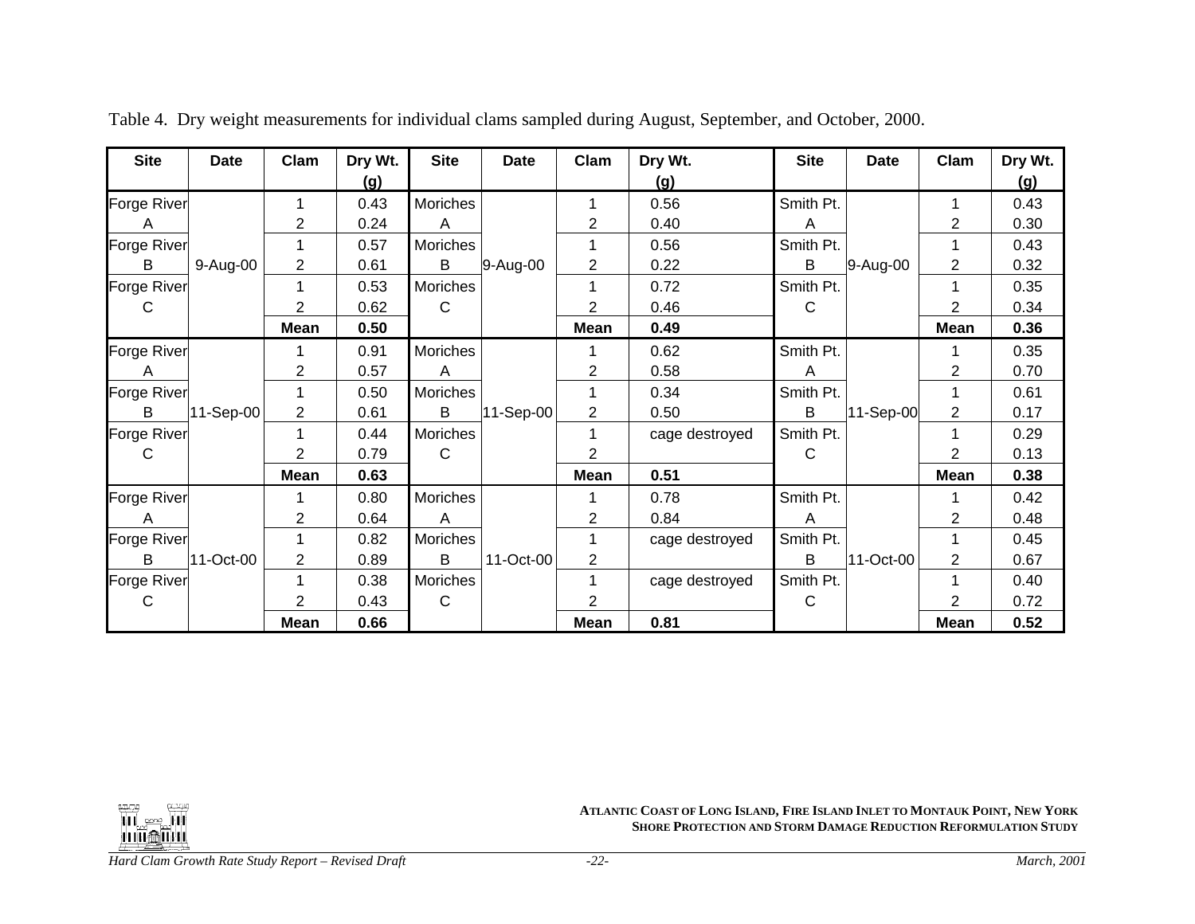Table 4. Dry weight measurements for individual clams sampled during August, September, and October, 2000.

| Site | Date | Clam | Dry Wt. (g) | Site | Date | Clam | Dry Wt. (g) | Site | Date | Clam | Dry Wt. (g) |
|---|---|---|---|---|---|---|---|---|---|---|---|
| Forge River A | 9-Aug-00 | 1 | 0.43 | Moriches A | 9-Aug-00 | 1 | 0.56 | Smith Pt. A | 9-Aug-00 | 1 | 0.43 |
| | | 2 | 0.24 | | | 2 | 0.40 | | | 2 | 0.30 |
| Forge River B | | 1 | 0.57 | Moriches B | | 1 | 0.56 | Smith Pt. B | | 1 | 0.43 |
| | | 2 | 0.61 | | | 2 | 0.22 | | | 2 | 0.32 |
| Forge River C | | 1 | 0.53 | Moriches C | | 1 | 0.72 | Smith Pt. C | | 1 | 0.35 |
| | | 2 | 0.62 | | | 2 | 0.46 | | | 2 | 0.34 |
| | | **Mean** | **0.50** | | | **Mean** | **0.49** | | | **Mean** | **0.36** |
| Forge River A | 11-Sep-00 | 1 | 0.91 | Moriches A | 11-Sep-00 | 1 | 0.62 | Smith Pt. A | 11-Sep-00 | 1 | 0.35 |
| | | 2 | 0.57 | | | 2 | 0.58 | | | 2 | 0.70 |
| Forge River B | | 1 | 0.50 | Moriches B | | 1 | 0.34 | Smith Pt. B | | 1 | 0.61 |
| | | 2 | 0.61 | | | 2 | 0.50 | | | 2 | 0.17 |
| Forge River C | | 1 | 0.44 | Moriches C | | 1 | cage destroyed | Smith Pt. C | | 1 | 0.29 |
| | | 2 | 0.79 | | | 2 | | | | 2 | 0.13 |
| | | **Mean** | **0.63** | | | **Mean** | **0.51** | | | **Mean** | **0.38** |
| Forge River A | 11-Oct-00 | 1 | 0.80 | Moriches A | 11-Oct-00 | 1 | 0.78 | Smith Pt. A | 11-Oct-00 | 1 | 0.42 |
| | | 2 | 0.64 | | | 2 | 0.84 | | | 2 | 0.48 |
| Forge River B | | 1 | 0.82 | Moriches B | | 1 | cage destroyed | Smith Pt. B | | 1 | 0.45 |
| | | 2 | 0.89 | | | 2 | | | | 2 | 0.67 |
| Forge River C | | 1 | 0.38 | Moriches C | | 1 | cage destroyed | Smith Pt. C | | 1 | 0.40 |
| | | 2 | 0.43 | | | 2 | | | | 2 | 0.72 |
| | | **Mean** | **0.66** | | | **Mean** | **0.81** | | | **Mean** | **0.52** |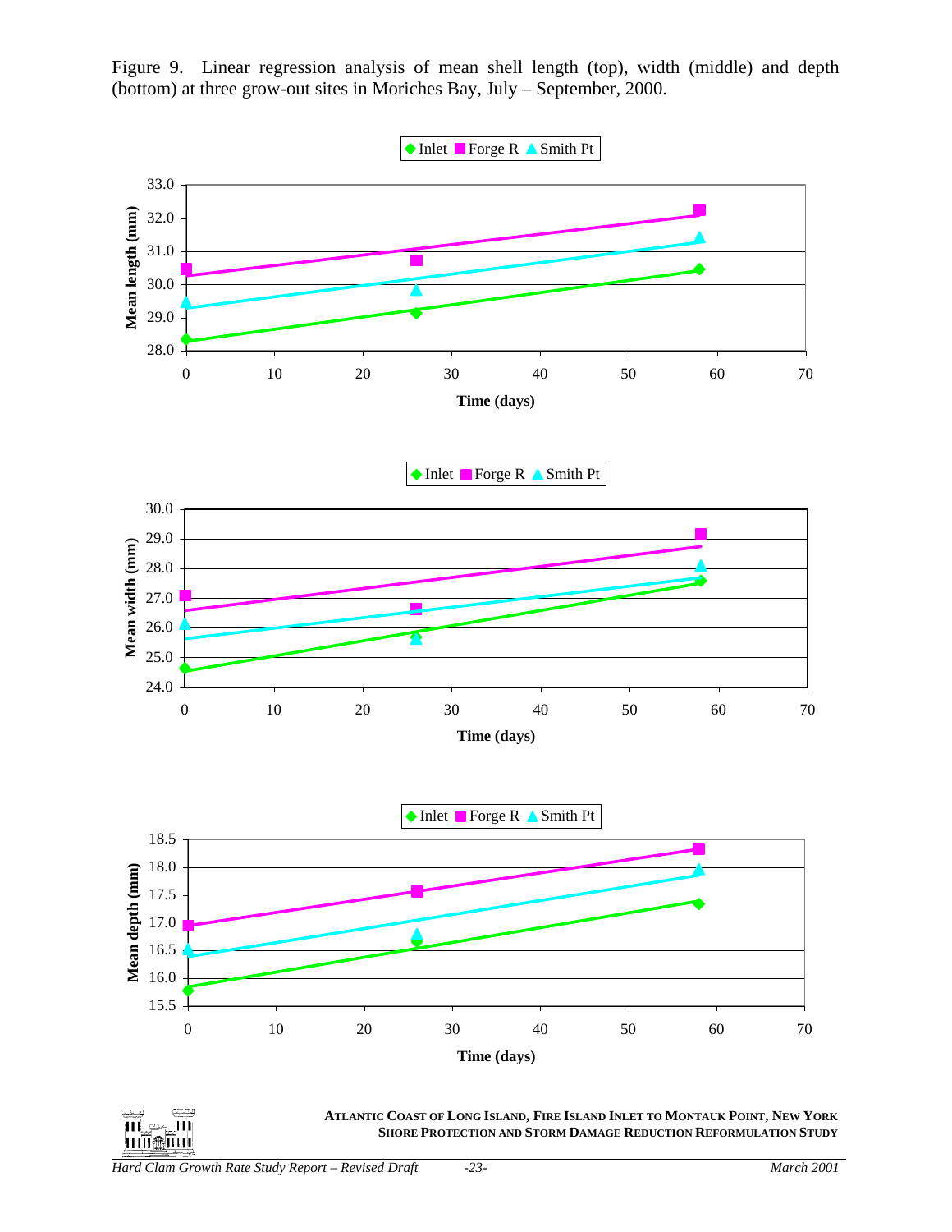Figure 9. Linear regression analysis of mean shell length (top), width (middle) and depth (bottom) at three grow-out sites in Moriches Bay, July – September, 2000.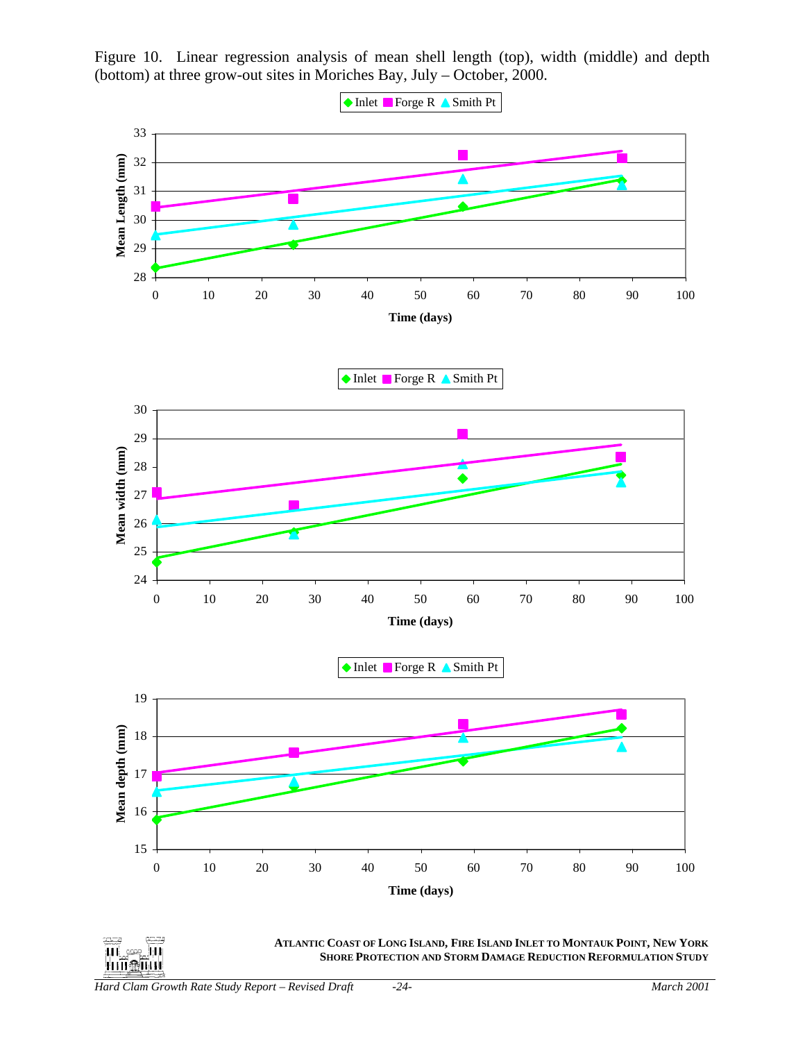Figure 10. Linear regression analysis of mean shell length (top), width (middle) and depth (bottom) at three grow-out sites in Moriches Bay, July – October, 2000.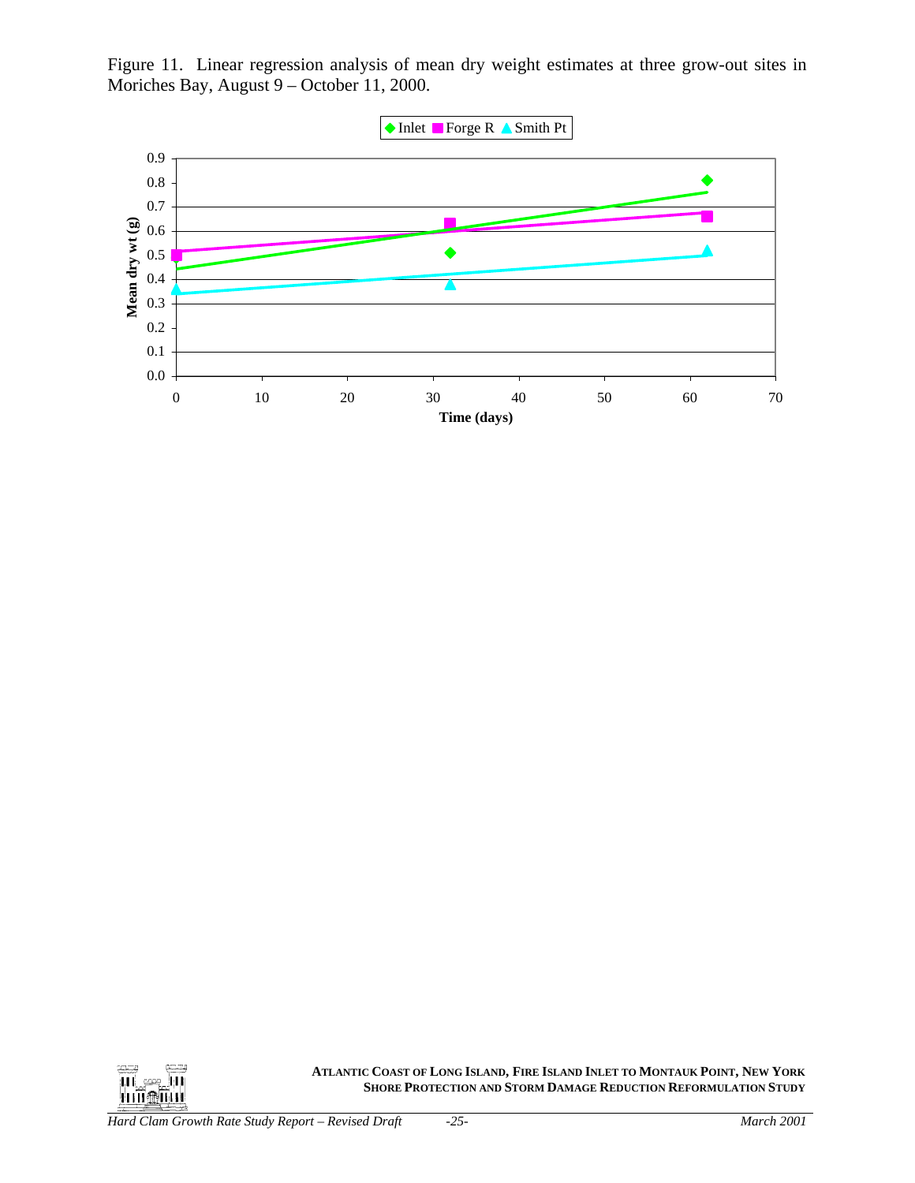Figure 11. Linear regression analysis of mean dry weight estimates at three grow-out sites in Moriches Bay, August 9 – October 11, 2000.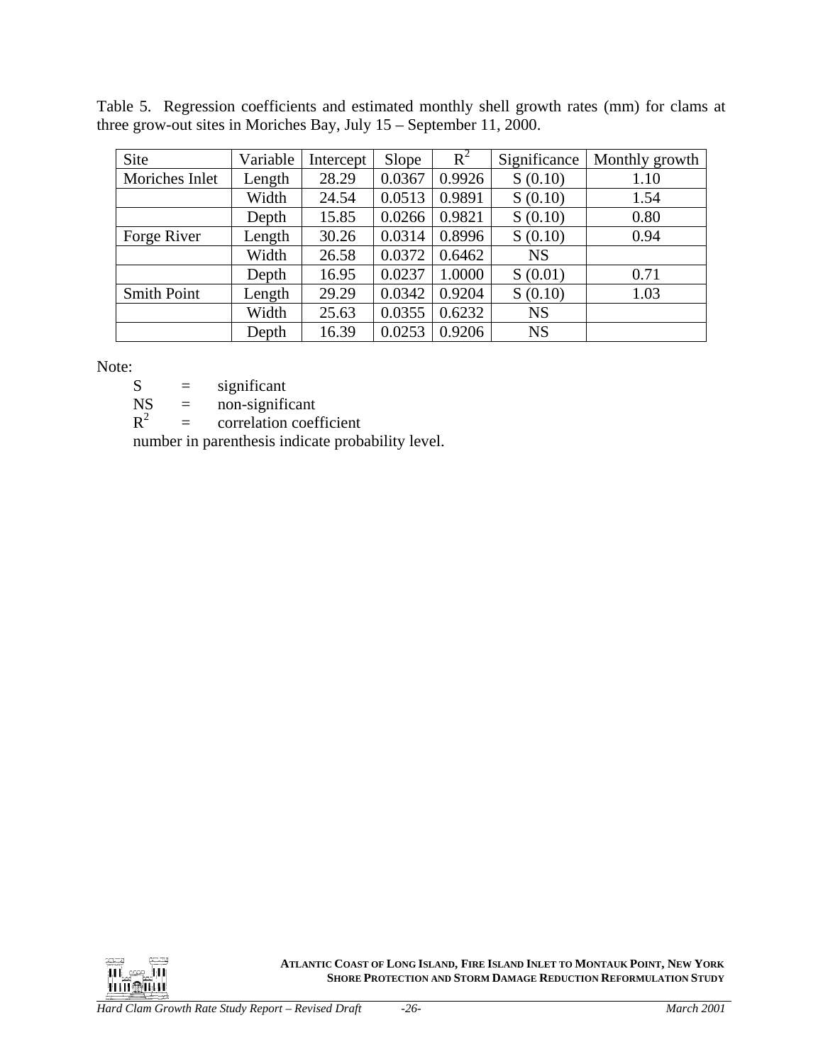Table 5. Regression coefficients and estimated monthly shell growth rates (mm) for clams at three grow-out sites in Moriches Bay, July 15 – September 11, 2000.

| Site | Variable | Intercept | Slope | $R^2$ | Significance | Monthly growth |
|---|---|---|---|---|---|---|
| Moriches Inlet | Length | 28.29 | 0.0367 | 0.9926 | S (0.10) | 1.10 |
| | Width | 24.54 | 0.0513 | 0.9891 | S (0.10) | 1.54 |
| | Depth | 15.85 | 0.0266 | 0.9821 | S (0.10) | 0.80 |
| Forge River | Length | 30.26 | 0.0314 | 0.8996 | S (0.10) | 0.94 |
| | Width | 26.58 | 0.0372 | 0.6462 | NS | |
| | Depth | 16.95 | 0.0237 | 1.0000 | S (0.01) | 0.71 |
| Smith Point | Length | 29.29 | 0.0342 | 0.9204 | S (0.10) | 1.03 |
| | Width | 25.63 | 0.0355 | 0.6232 | NS | |
| | Depth | 16.39 | 0.0253 | 0.9206 | NS | |

Note:

S = significant
NS = non-significant
$R^2$ = correlation coefficient
number in parenthesis indicate probability level.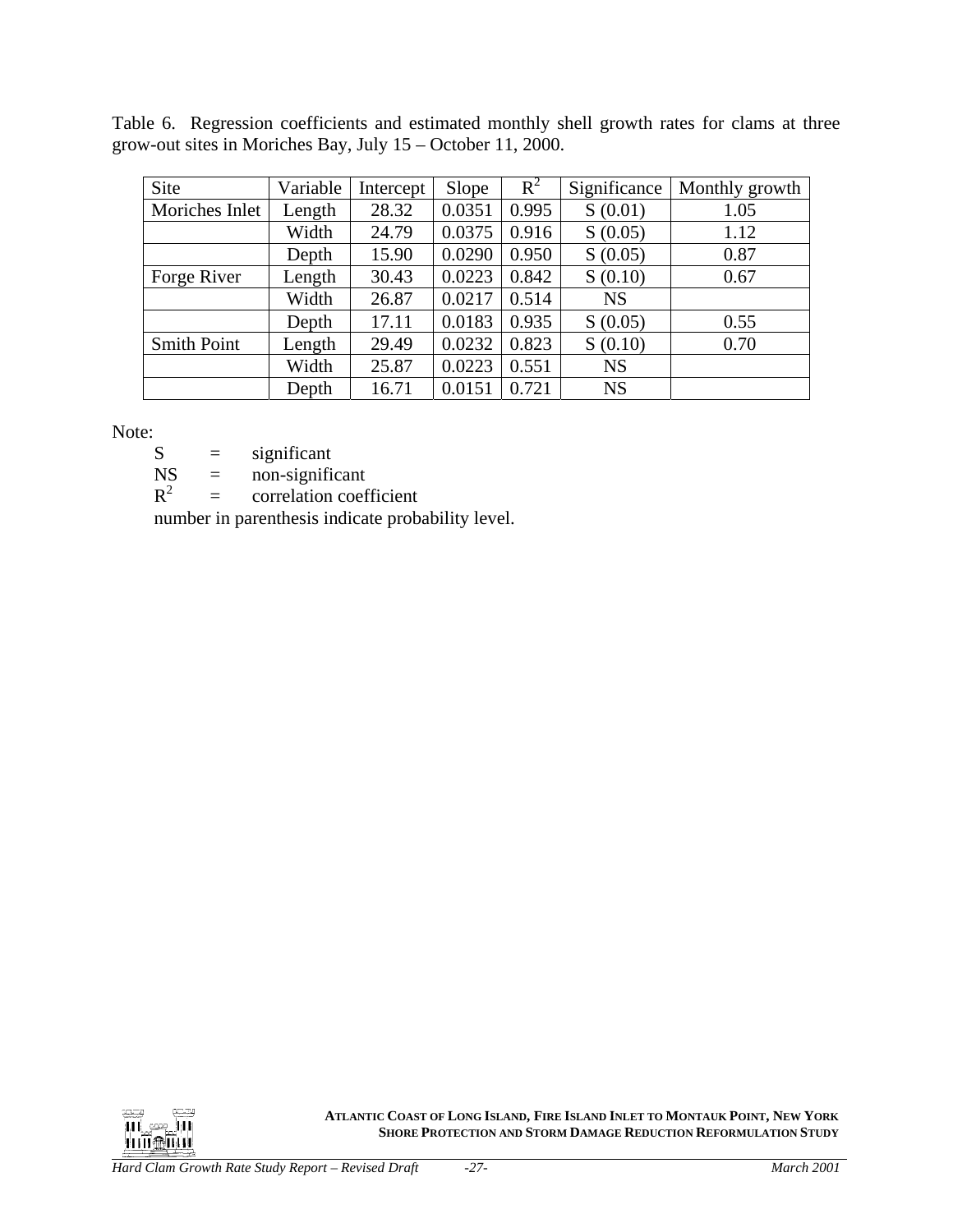Table 6. Regression coefficients and estimated monthly shell growth rates for clams at three grow-out sites in Moriches Bay, July 15 – October 11, 2000.

| Site | Variable | Intercept | Slope | $R^2$ | Significance | Monthly growth |
|---|---|---|---|---|---|---|
| Moriches Inlet | Length | 28.32 | 0.0351 | 0.995 | S (0.01) | 1.05 |
| | Width | 24.79 | 0.0375 | 0.916 | S (0.05) | 1.12 |
| | Depth | 15.90 | 0.0290 | 0.950 | S (0.05) | 0.87 |
| Forge River | Length | 30.43 | 0.0223 | 0.842 | S (0.10) | 0.67 |
| | Width | 26.87 | 0.0217 | 0.514 | NS | |
| | Depth | 17.11 | 0.0183 | 0.935 | S (0.05) | 0.55 |
| Smith Point | Length | 29.49 | 0.0232 | 0.823 | S (0.10) | 0.70 |
| | Width | 25.87 | 0.0223 | 0.551 | NS | |
| | Depth | 16.71 | 0.0151 | 0.721 | NS | |

Note:

S = significant
NS = non-significant
$R^2$ = correlation coefficient
number in parenthesis indicate probability level.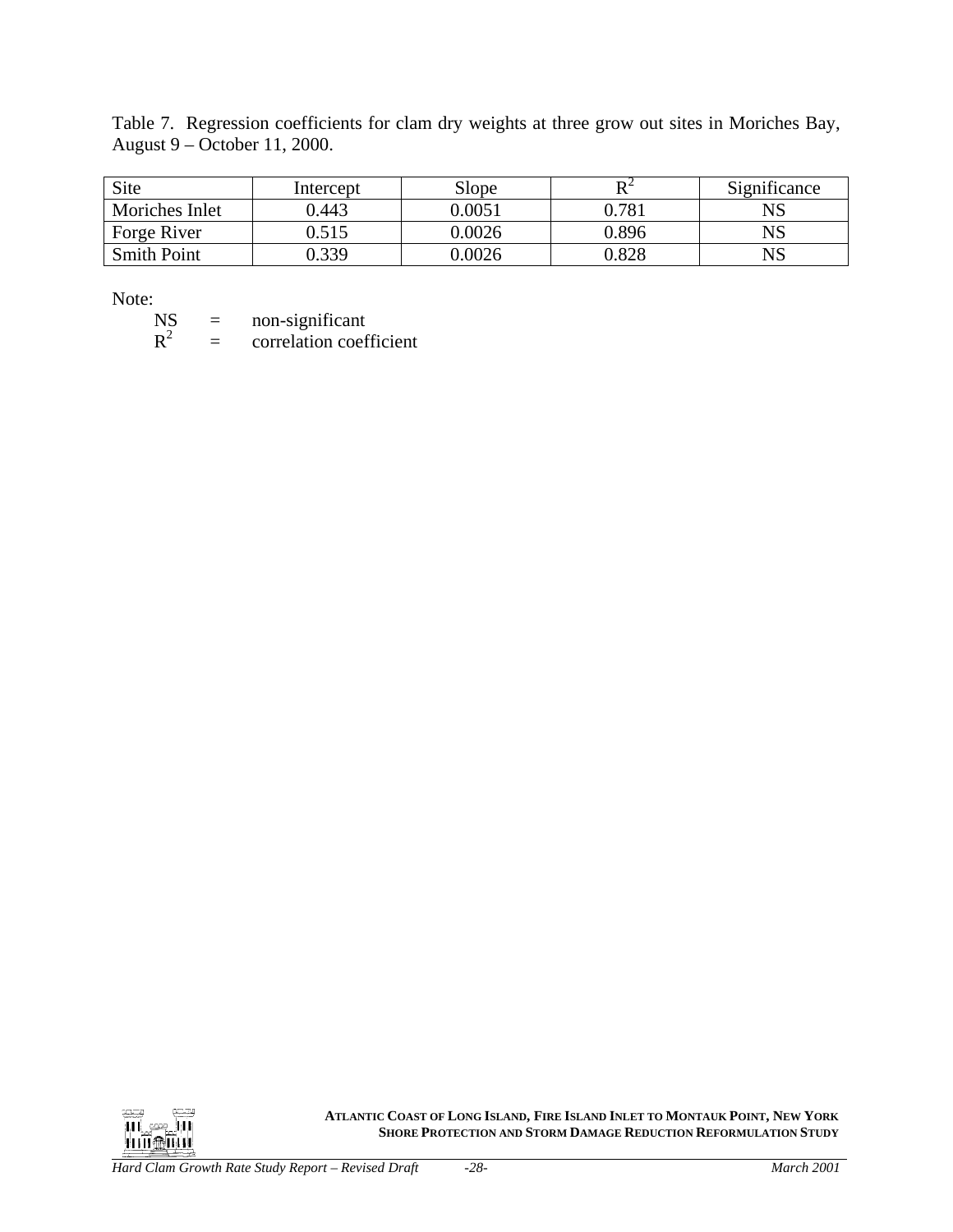Table 7. Regression coefficients for clam dry weights at three grow out sites in Moriches Bay, August 9 – October 11, 2000.

| Site | Intercept | Slope | $R^2$ | Significance |
|---|---|---|---|---|
| Moriches Inlet | 0.443 | 0.0051 | 0.781 | NS |
| Forge River | 0.515 | 0.0026 | 0.896 | NS |
| Smith Point | 0.339 | 0.0026 | 0.828 | NS |

Note:

NS = non-significant
$R^2$ = correlation coefficient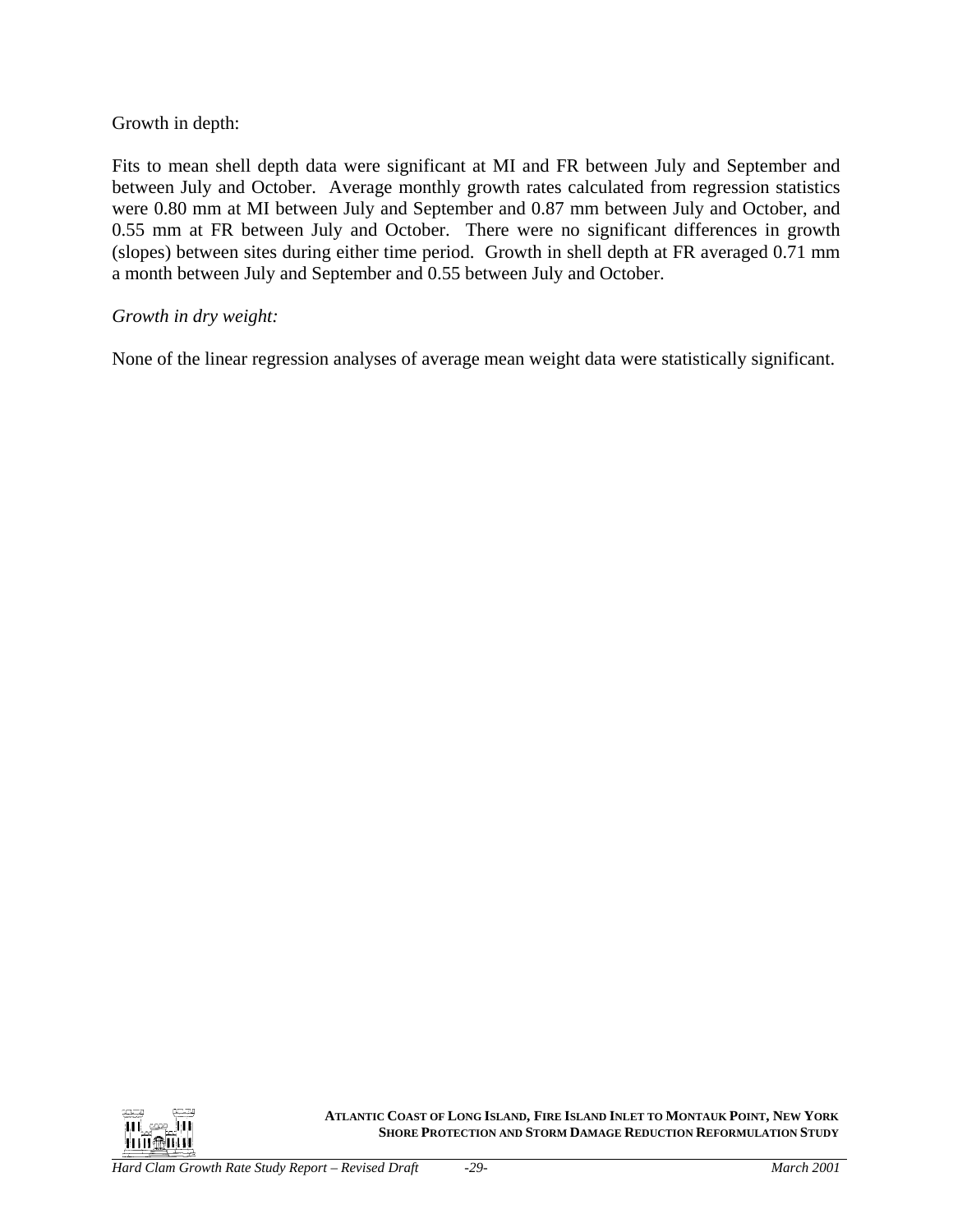Growth in depth:

Fits to mean shell depth data were significant at MI and FR between July and September and between July and October. Average monthly growth rates calculated from regression statistics were 0.80 mm at MI between July and September and 0.87 mm between July and October, and 0.55 mm at FR between July and October. There were no significant differences in growth (slopes) between sites during either time period. Growth in shell depth at FR averaged 0.71 mm a month between July and September and 0.55 between July and October.

*Growth in dry weight:*

None of the linear regression analyses of average mean weight data were statistically significant.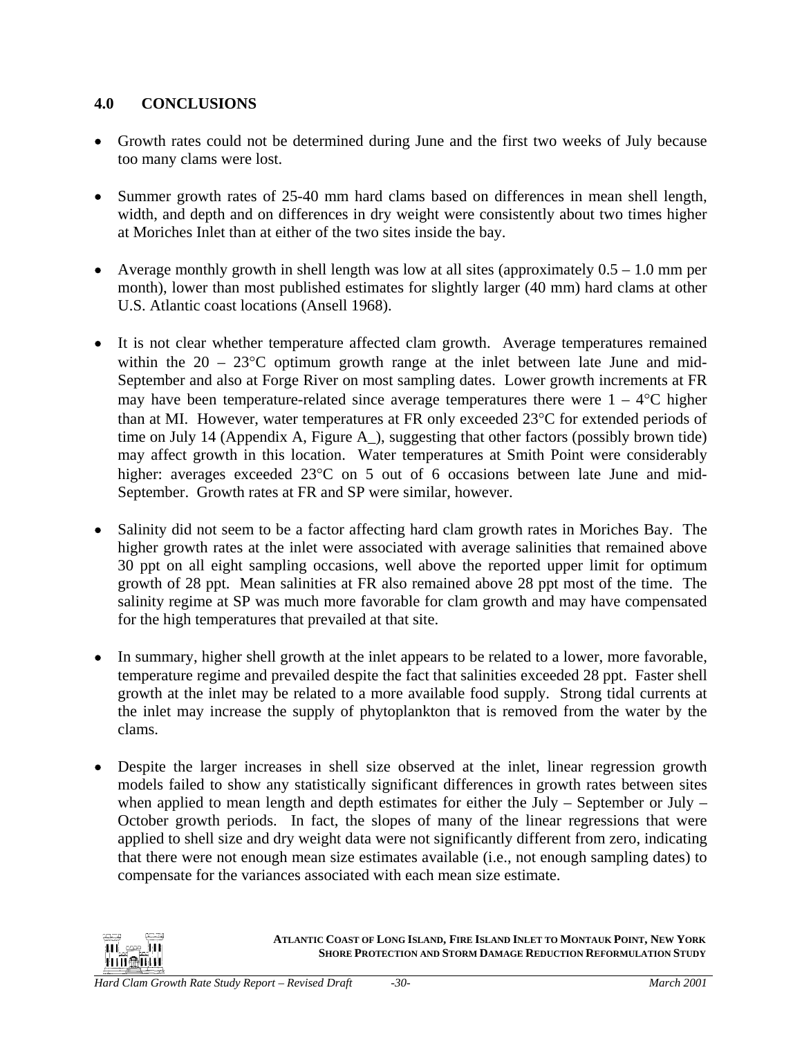## 4.0 CONCLUSIONS

- Growth rates could not be determined during June and the first two weeks of July because too many clams were lost.
- Summer growth rates of 25-40 mm hard clams based on differences in mean shell length, width, and depth and on differences in dry weight were consistently about two times higher at Moriches Inlet than at either of the two sites inside the bay.
- Average monthly growth in shell length was low at all sites (approximately 0.5 – 1.0 mm per month), lower than most published estimates for slightly larger (40 mm) hard clams at other U.S. Atlantic coast locations (Ansell 1968).
- It is not clear whether temperature affected clam growth. Average temperatures remained within the 20 – 23°C optimum growth range at the inlet between late June and mid-September and also at Forge River on most sampling dates. Lower growth increments at FR may have been temperature-related since average temperatures there were 1 – 4°C higher than at MI. However, water temperatures at FR only exceeded 23°C for extended periods of time on July 14 (Appendix A, Figure A_), suggesting that other factors (possibly brown tide) may affect growth in this location. Water temperatures at Smith Point were considerably higher: averages exceeded 23°C on 5 out of 6 occasions between late June and mid-September. Growth rates at FR and SP were similar, however.
- Salinity did not seem to be a factor affecting hard clam growth rates in Moriches Bay. The higher growth rates at the inlet were associated with average salinities that remained above 30 ppt on all eight sampling occasions, well above the reported upper limit for optimum growth of 28 ppt. Mean salinities at FR also remained above 28 ppt most of the time. The salinity regime at SP was much more favorable for clam growth and may have compensated for the high temperatures that prevailed at that site.
- In summary, higher shell growth at the inlet appears to be related to a lower, more favorable, temperature regime and prevailed despite the fact that salinities exceeded 28 ppt. Faster shell growth at the inlet may be related to a more available food supply. Strong tidal currents at the inlet may increase the supply of phytoplankton that is removed from the water by the clams.
- Despite the larger increases in shell size observed at the inlet, linear regression growth models failed to show any statistically significant differences in growth rates between sites when applied to mean length and depth estimates for either the July – September or July – October growth periods. In fact, the slopes of many of the linear regressions that were applied to shell size and dry weight data were not significantly different from zero, indicating that there were not enough mean size estimates available (i.e., not enough sampling dates) to compensate for the variances associated with each mean size estimate.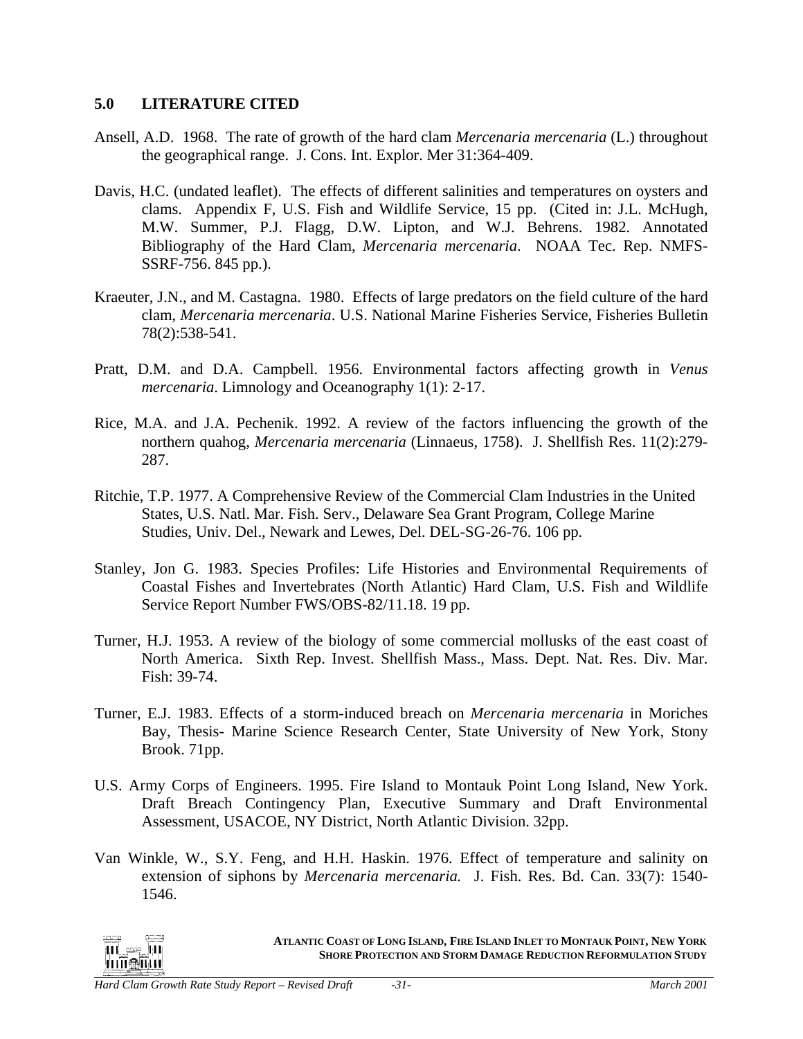## 5.0 LITERATURE CITED

Ansell, A.D. 1968. The rate of growth of the hard clam *Mercenaria mercenaria* (L.) throughout the geographical range. J. Cons. Int. Explor. Mer 31:364-409.

Davis, H.C. (undated leaflet). The effects of different salinities and temperatures on oysters and clams. Appendix F, U.S. Fish and Wildlife Service, 15 pp. (Cited in: J.L. McHugh, M.W. Summer, P.J. Flagg, D.W. Lipton, and W.J. Behrens. 1982. Annotated Bibliography of the Hard Clam, *Mercenaria mercenaria*. NOAA Tec. Rep. NMFS-SSRF-756. 845 pp.).

Kraeuter, J.N., and M. Castagna. 1980. Effects of large predators on the field culture of the hard clam, *Mercenaria mercenaria*. U.S. National Marine Fisheries Service, Fisheries Bulletin 78(2):538-541.

Pratt, D.M. and D.A. Campbell. 1956. Environmental factors affecting growth in *Venus mercenaria*. Limnology and Oceanography 1(1): 2-17.

Rice, M.A. and J.A. Pechenik. 1992. A review of the factors influencing the growth of the northern quahog, *Mercenaria mercenaria* (Linnaeus, 1758). J. Shellfish Res. 11(2):279-287.

Ritchie, T.P. 1977. A Comprehensive Review of the Commercial Clam Industries in the United States, U.S. Natl. Mar. Fish. Serv., Delaware Sea Grant Program, College Marine Studies, Univ. Del., Newark and Lewes, Del. DEL-SG-26-76. 106 pp.

Stanley, Jon G. 1983. Species Profiles: Life Histories and Environmental Requirements of Coastal Fishes and Invertebrates (North Atlantic) Hard Clam, U.S. Fish and Wildlife Service Report Number FWS/OBS-82/11.18. 19 pp.

Turner, H.J. 1953. A review of the biology of some commercial mollusks of the east coast of North America. Sixth Rep. Invest. Shellfish Mass., Mass. Dept. Nat. Res. Div. Mar. Fish: 39-74.

Turner, E.J. 1983. Effects of a storm-induced breach on *Mercenaria mercenaria* in Moriches Bay, Thesis- Marine Science Research Center, State University of New York, Stony Brook. 71pp.

U.S. Army Corps of Engineers. 1995. Fire Island to Montauk Point Long Island, New York. Draft Breach Contingency Plan, Executive Summary and Draft Environmental Assessment, USACOE, NY District, North Atlantic Division. 32pp.

Van Winkle, W., S.Y. Feng, and H.H. Haskin. 1976. Effect of temperature and salinity on extension of siphons by *Mercenaria mercenaria.* J. Fish. Res. Bd. Can. 33(7): 1540-1546.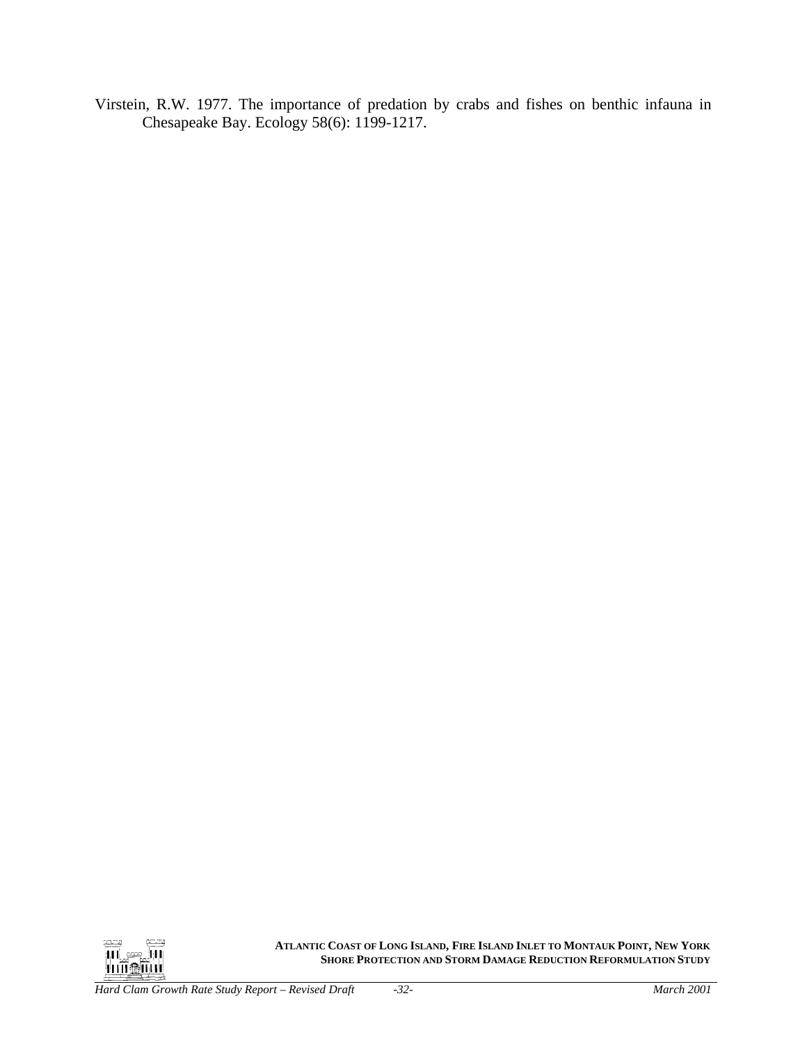Virstein, R.W. 1977. The importance of predation by crabs and fishes on benthic infauna in Chesapeake Bay. Ecology 58(6): 1199-1217.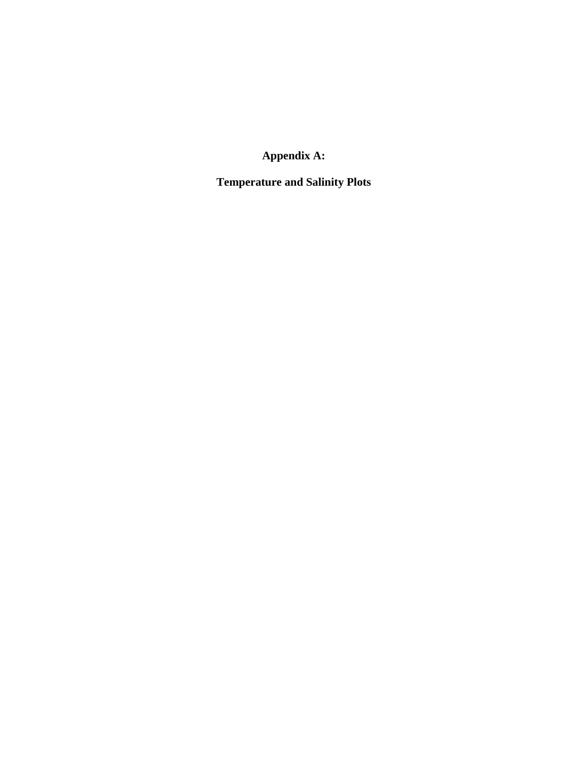# Appendix A:

# Temperature and Salinity Plots